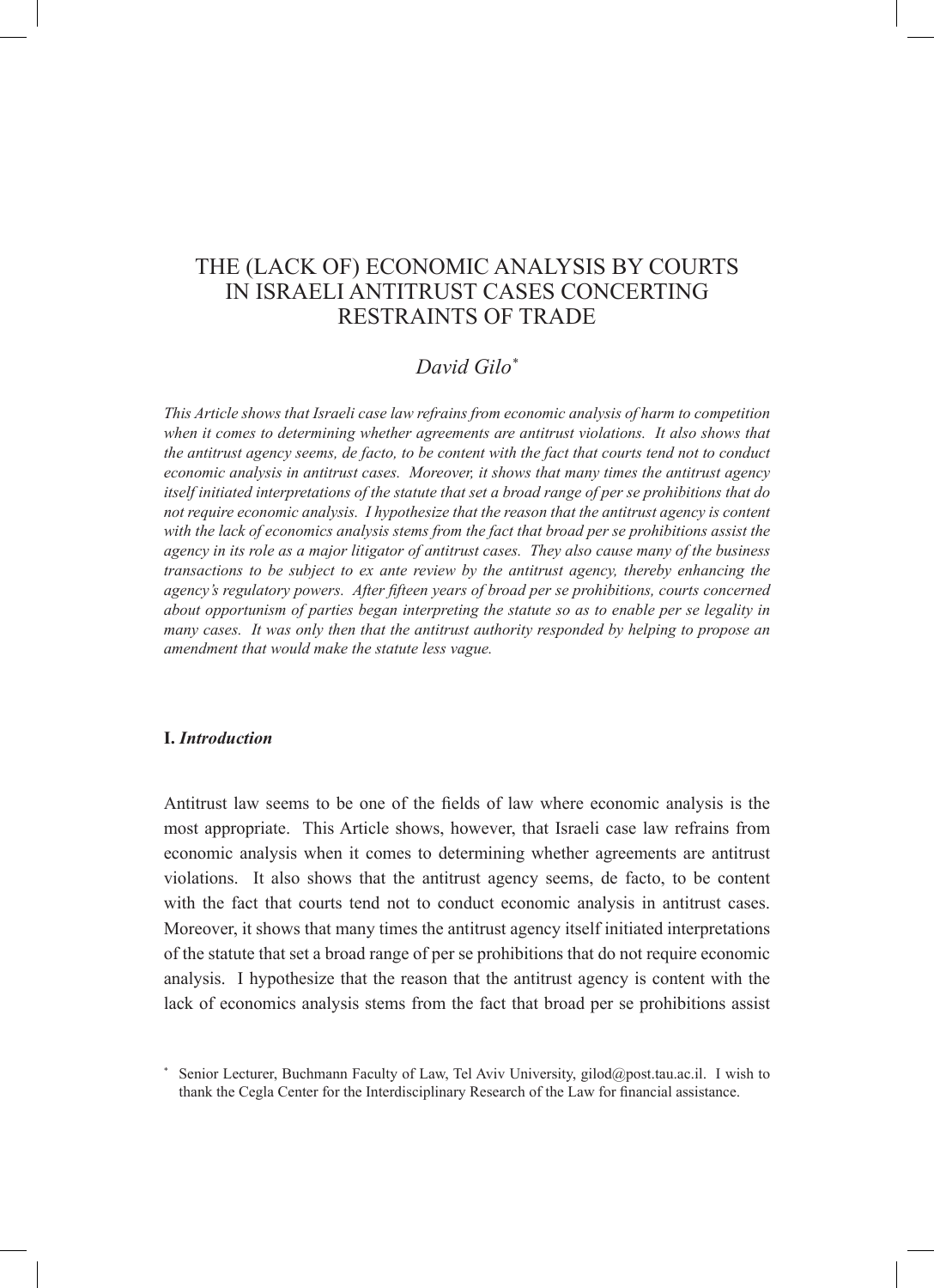# THE (LACK OF) ECONOMIC ANALYSIS BY COURTS IN ISRAELI ANTITRUST CASES CONCERTING RESTRAINTS OF TRADE

*David Gilo*[*]

*This Article shows that Israeli case law refrains from economic analysis of harm to competition when it comes to determining whether agreements are antitrust violations. It also shows that the antitrust agency seems, de facto, to be content with the fact that courts tend not to conduct economic analysis in antitrust cases. Moreover, it shows that many times the antitrust agency itself initiated interpretations of the statute that set a broad range of per se prohibitions that do not require economic analysis. I hypothesize that the reason that the antitrust agency is content with the lack of economics analysis stems from the fact that broad per se prohibitions assist the agency in its role as a major litigator of antitrust cases. They also cause many of the business transactions to be subject to ex ante review by the antitrust agency, thereby enhancing the agency's regulatory powers. After fifteen years of broad per se prohibitions, courts concerned about opportunism of parties began interpreting the statute so as to enable per se legality in many cases. It was only then that the antitrust authority responded by helping to propose an amendment that would make the statute less vague.*

## I. *Introduction*

Antitrust law seems to be one of the fields of law where economic analysis is the most appropriate. This Article shows, however, that Israeli case law refrains from economic analysis when it comes to determining whether agreements are antitrust violations. It also shows that the antitrust agency seems, de facto, to be content with the fact that courts tend not to conduct economic analysis in antitrust cases. Moreover, it shows that many times the antitrust agency itself initiated interpretations of the statute that set a broad range of per se prohibitions that do not require economic analysis. I hypothesize that the reason that the antitrust agency is content with the lack of economics analysis stems from the fact that broad per se prohibitions assist

[*] Senior Lecturer, Buchmann Faculty of Law, Tel Aviv University, gilod@post.tau.ac.il. I wish to thank the Cegla Center for the Interdisciplinary Research of the Law for financial assistance.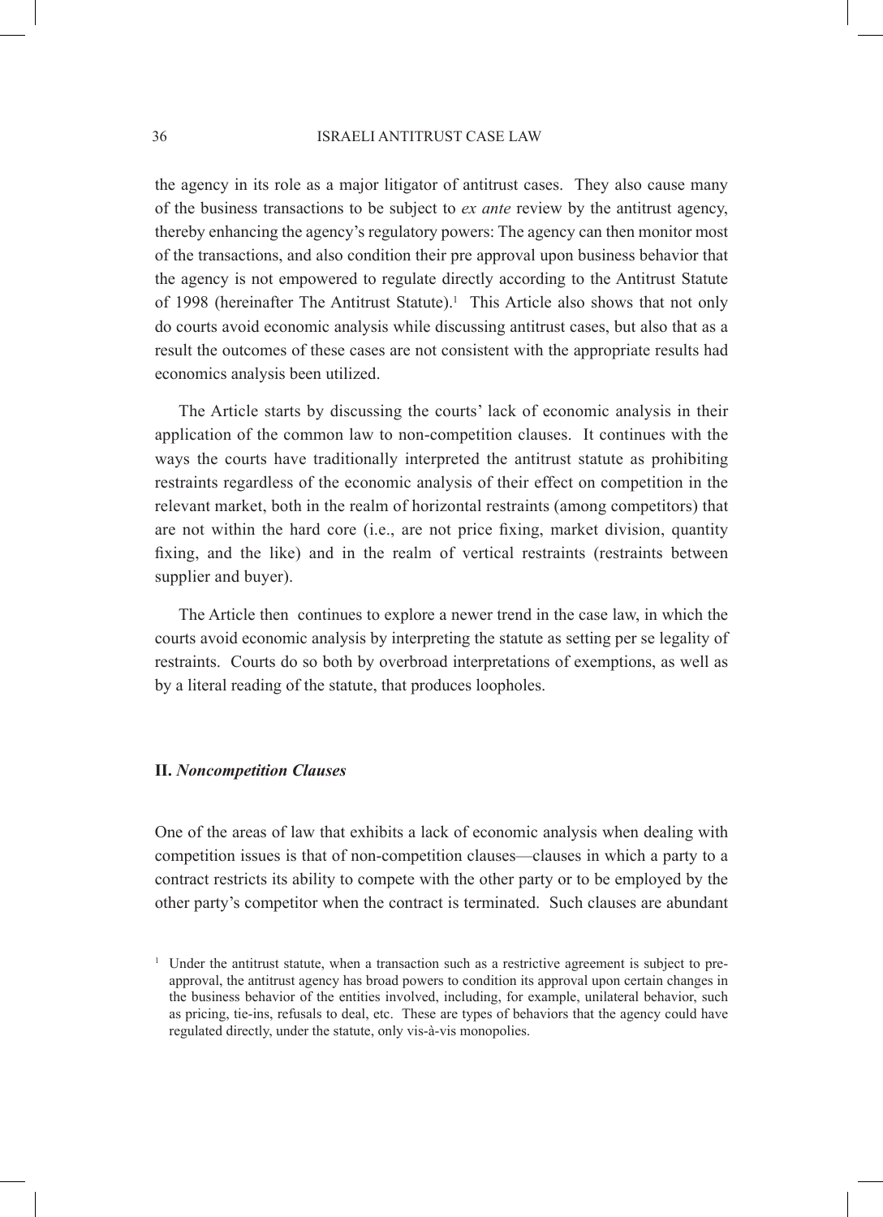the agency in its role as a major litigator of antitrust cases. They also cause many of the business transactions to be subject to *ex ante* review by the antitrust agency, thereby enhancing the agency's regulatory powers: The agency can then monitor most of the transactions, and also condition their pre approval upon business behavior that the agency is not empowered to regulate directly according to the Antitrust Statute of 1998 (hereinafter The Antitrust Statute).[1] This Article also shows that not only do courts avoid economic analysis while discussing antitrust cases, but also that as a result the outcomes of these cases are not consistent with the appropriate results had economics analysis been utilized.

The Article starts by discussing the courts' lack of economic analysis in their application of the common law to non-competition clauses. It continues with the ways the courts have traditionally interpreted the antitrust statute as prohibiting restraints regardless of the economic analysis of their effect on competition in the relevant market, both in the realm of horizontal restraints (among competitors) that are not within the hard core (i.e., are not price fixing, market division, quantity fixing, and the like) and in the realm of vertical restraints (restraints between supplier and buyer).

The Article then continues to explore a newer trend in the case law, in which the courts avoid economic analysis by interpreting the statute as setting per se legality of restraints. Courts do so both by overbroad interpretations of exemptions, as well as by a literal reading of the statute, that produces loopholes.

## II. *Noncompetition Clauses*

One of the areas of law that exhibits a lack of economic analysis when dealing with competition issues is that of non-competition clauses—clauses in which a party to a contract restricts its ability to compete with the other party or to be employed by the other party's competitor when the contract is terminated. Such clauses are abundant

[1] Under the antitrust statute, when a transaction such as a restrictive agreement is subject to pre-approval, the antitrust agency has broad powers to condition its approval upon certain changes in the business behavior of the entities involved, including, for example, unilateral behavior, such as pricing, tie-ins, refusals to deal, etc. These are types of behaviors that the agency could have regulated directly, under the statute, only vis-à-vis monopolies.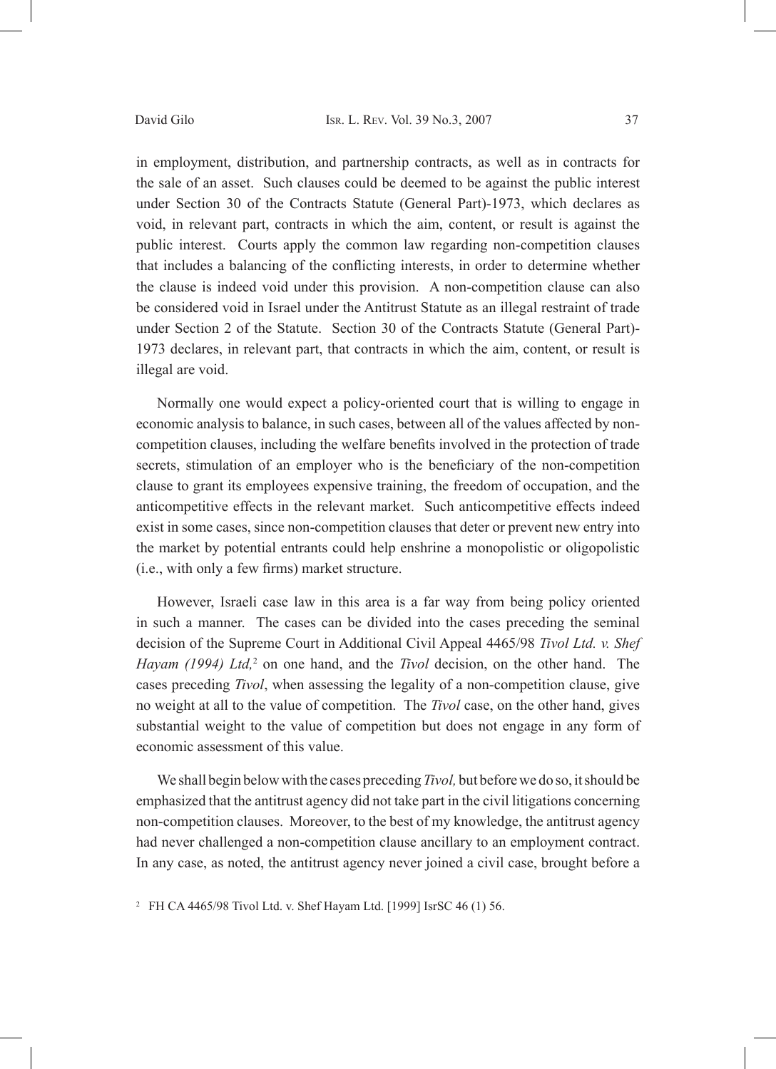in employment, distribution, and partnership contracts, as well as in contracts for the sale of an asset. Such clauses could be deemed to be against the public interest under Section 30 of the Contracts Statute (General Part)-1973, which declares as void, in relevant part, contracts in which the aim, content, or result is against the public interest. Courts apply the common law regarding non-competition clauses that includes a balancing of the conflicting interests, in order to determine whether the clause is indeed void under this provision. A non-competition clause can also be considered void in Israel under the Antitrust Statute as an illegal restraint of trade under Section 2 of the Statute. Section 30 of the Contracts Statute (General Part)-1973 declares, in relevant part, that contracts in which the aim, content, or result is illegal are void.

Normally one would expect a policy-oriented court that is willing to engage in economic analysis to balance, in such cases, between all of the values affected by non-competition clauses, including the welfare benefits involved in the protection of trade secrets, stimulation of an employer who is the beneficiary of the non-competition clause to grant its employees expensive training, the freedom of occupation, and the anticompetitive effects in the relevant market. Such anticompetitive effects indeed exist in some cases, since non-competition clauses that deter or prevent new entry into the market by potential entrants could help enshrine a monopolistic or oligopolistic (i.e., with only a few firms) market structure.

However, Israeli case law in this area is a far way from being policy oriented in such a manner. The cases can be divided into the cases preceding the seminal decision of the Supreme Court in Additional Civil Appeal 4465/98 *Tivol Ltd. v. Shef Hayam (1994) Ltd,*[2] on one hand, and the *Tivol* decision, on the other hand. The cases preceding *Tivol*, when assessing the legality of a non-competition clause, give no weight at all to the value of competition. The *Tivol* case, on the other hand, gives substantial weight to the value of competition but does not engage in any form of economic assessment of this value.

We shall begin below with the cases preceding *Tivol,* but before we do so, it should be emphasized that the antitrust agency did not take part in the civil litigations concerning non-competition clauses. Moreover, to the best of my knowledge, the antitrust agency had never challenged a non-competition clause ancillary to an employment contract. In any case, as noted, the antitrust agency never joined a civil case, brought before a

[2] FH CA 4465/98 Tivol Ltd. v. Shef Hayam Ltd. [1999] IsrSC 46 (1) 56.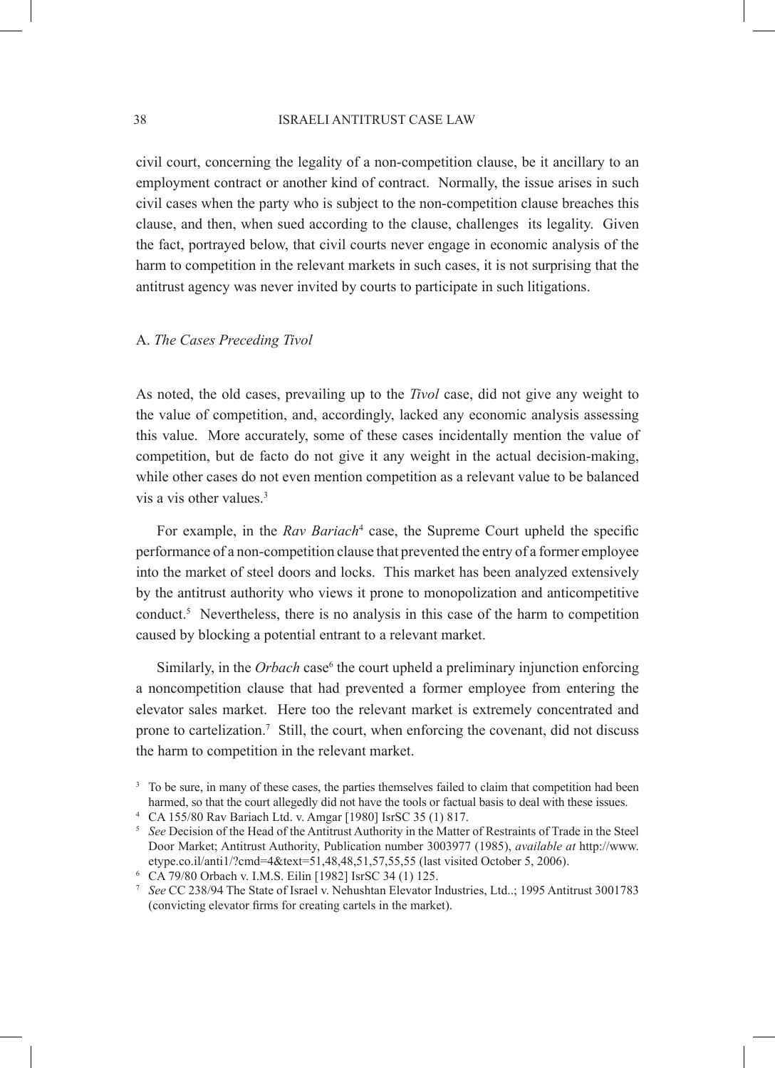civil court, concerning the legality of a non-competition clause, be it ancillary to an employment contract or another kind of contract. Normally, the issue arises in such civil cases when the party who is subject to the non-competition clause breaches this clause, and then, when sued according to the clause, challenges its legality. Given the fact, portrayed below, that civil courts never engage in economic analysis of the harm to competition in the relevant markets in such cases, it is not surprising that the antitrust agency was never invited by courts to participate in such litigations.

A. *The Cases Preceding Tivol*

As noted, the old cases, prevailing up to the *Tivol* case, did not give any weight to the value of competition, and, accordingly, lacked any economic analysis assessing this value. More accurately, some of these cases incidentally mention the value of competition, but de facto do not give it any weight in the actual decision-making, while other cases do not even mention competition as a relevant value to be balanced vis a vis other values.[3]

For example, in the *Rav Bariach*[4] case, the Supreme Court upheld the specific performance of a non-competition clause that prevented the entry of a former employee into the market of steel doors and locks. This market has been analyzed extensively by the antitrust authority who views it prone to monopolization and anticompetitive conduct.[5] Nevertheless, there is no analysis in this case of the harm to competition caused by blocking a potential entrant to a relevant market.

Similarly, in the *Orbach* case[6] the court upheld a preliminary injunction enforcing a noncompetition clause that had prevented a former employee from entering the elevator sales market. Here too the relevant market is extremely concentrated and prone to cartelization.[7] Still, the court, when enforcing the covenant, did not discuss the harm to competition in the relevant market.

[3] To be sure, in many of these cases, the parties themselves failed to claim that competition had been harmed, so that the court allegedly did not have the tools or factual basis to deal with these issues.

[4] CA 155/80 Rav Bariach Ltd. v. Amgar [1980] IsrSC 35 (1) 817.

[5] *See* Decision of the Head of the Antitrust Authority in the Matter of Restraints of Trade in the Steel Door Market; Antitrust Authority, Publication number 3003977 (1985), *available at* http://www.etype.co.il/anti1/?cmd=4&text=51,48,48,51,57,55,55 (last visited October 5, 2006).

[6] CA 79/80 Orbach v. I.M.S. Eilin [1982] IsrSC 34 (1) 125.

[7] *See* CC 238/94 The State of Israel v. Nehushtan Elevator Industries, Ltd..; 1995 Antitrust 3001783 (convicting elevator firms for creating cartels in the market).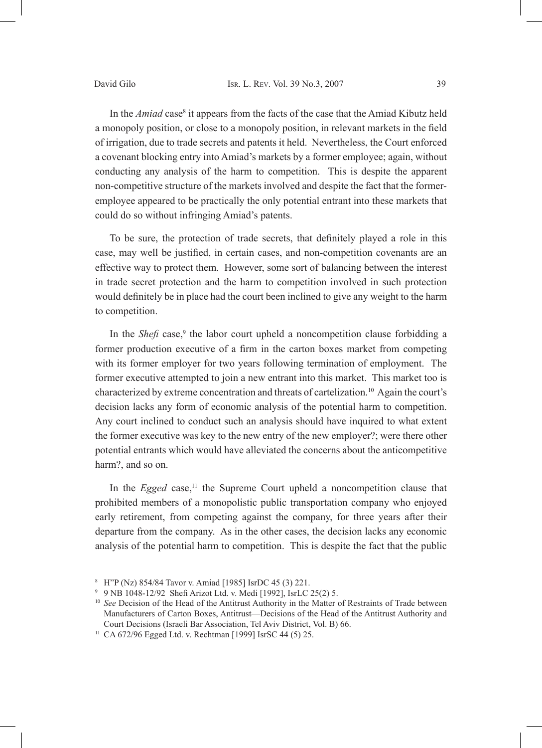In the *Amiad* case[8] it appears from the facts of the case that the Amiad Kibutz held a monopoly position, or close to a monopoly position, in relevant markets in the field of irrigation, due to trade secrets and patents it held. Nevertheless, the Court enforced a covenant blocking entry into Amiad's markets by a former employee; again, without conducting any analysis of the harm to competition. This is despite the apparent non-competitive structure of the markets involved and despite the fact that the former-employee appeared to be practically the only potential entrant into these markets that could do so without infringing Amiad's patents.

To be sure, the protection of trade secrets, that definitely played a role in this case, may well be justified, in certain cases, and non-competition covenants are an effective way to protect them. However, some sort of balancing between the interest in trade secret protection and the harm to competition involved in such protection would definitely be in place had the court been inclined to give any weight to the harm to competition.

In the *Shefi* case,[9] the labor court upheld a noncompetition clause forbidding a former production executive of a firm in the carton boxes market from competing with its former employer for two years following termination of employment. The former executive attempted to join a new entrant into this market. This market too is characterized by extreme concentration and threats of cartelization.[10] Again the court's decision lacks any form of economic analysis of the potential harm to competition. Any court inclined to conduct such an analysis should have inquired to what extent the former executive was key to the new entry of the new employer?; were there other potential entrants which would have alleviated the concerns about the anticompetitive harm?, and so on.

In the *Egged* case,[11] the Supreme Court upheld a noncompetition clause that prohibited members of a monopolistic public transportation company who enjoyed early retirement, from competing against the company, for three years after their departure from the company. As in the other cases, the decision lacks any economic analysis of the potential harm to competition. This is despite the fact that the public

---

[8] H"P (Nz) 854/84 Tavor v. Amiad [1985] IsrDC 45 (3) 221.

[9] 9 NB 1048-12/92 Shefi Arizot Ltd. v. Medi [1992], IsrLC 25(2) 5.

[10] *See* Decision of the Head of the Antitrust Authority in the Matter of Restraints of Trade between Manufacturers of Carton Boxes, Antitrust—Decisions of the Head of the Antitrust Authority and Court Decisions (Israeli Bar Association, Tel Aviv District, Vol. B) 66.

[11] CA 672/96 Egged Ltd. v. Rechtman [1999] IsrSC 44 (5) 25.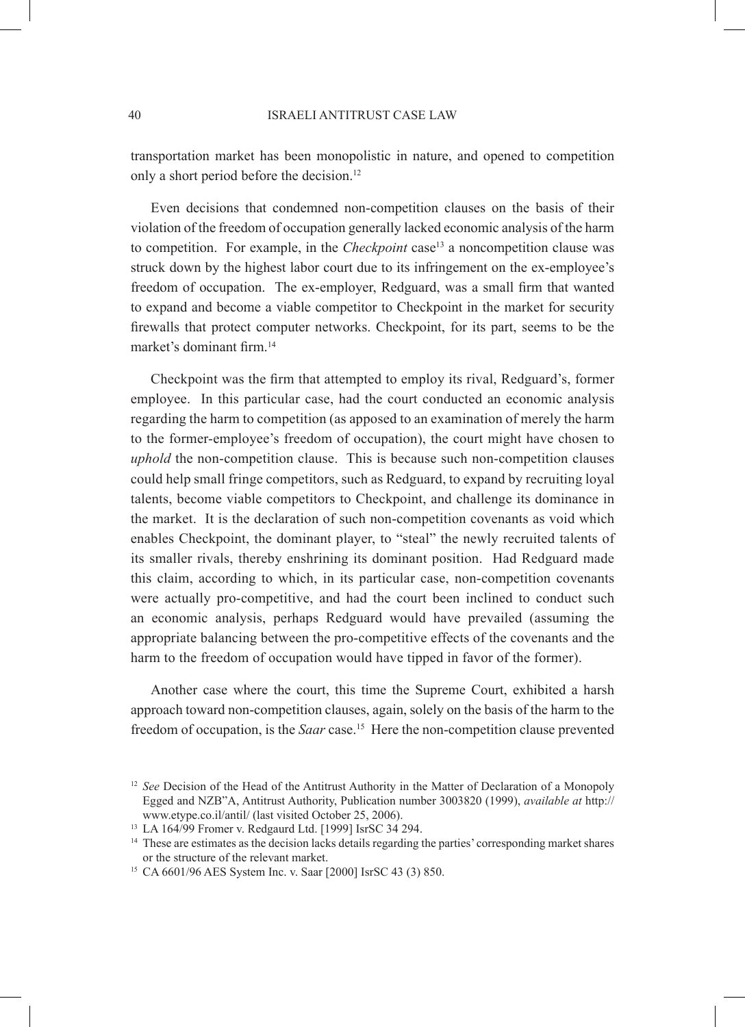transportation market has been monopolistic in nature, and opened to competition only a short period before the decision.[12]

Even decisions that condemned non-competition clauses on the basis of their violation of the freedom of occupation generally lacked economic analysis of the harm to competition. For example, in the *Checkpoint* case[13] a noncompetition clause was struck down by the highest labor court due to its infringement on the ex-employee's freedom of occupation. The ex-employer, Redguard, was a small firm that wanted to expand and become a viable competitor to Checkpoint in the market for security firewalls that protect computer networks. Checkpoint, for its part, seems to be the market's dominant firm.[14]

Checkpoint was the firm that attempted to employ its rival, Redguard's, former employee. In this particular case, had the court conducted an economic analysis regarding the harm to competition (as apposed to an examination of merely the harm to the former-employee's freedom of occupation), the court might have chosen to *uphold* the non-competition clause. This is because such non-competition clauses could help small fringe competitors, such as Redguard, to expand by recruiting loyal talents, become viable competitors to Checkpoint, and challenge its dominance in the market. It is the declaration of such non-competition covenants as void which enables Checkpoint, the dominant player, to "steal" the newly recruited talents of its smaller rivals, thereby enshrining its dominant position. Had Redguard made this claim, according to which, in its particular case, non-competition covenants were actually pro-competitive, and had the court been inclined to conduct such an economic analysis, perhaps Redguard would have prevailed (assuming the appropriate balancing between the pro-competitive effects of the covenants and the harm to the freedom of occupation would have tipped in favor of the former).

Another case where the court, this time the Supreme Court, exhibited a harsh approach toward non-competition clauses, again, solely on the basis of the harm to the freedom of occupation, is the *Saar* case.[15] Here the non-competition clause prevented

---

[12] *See* Decision of the Head of the Antitrust Authority in the Matter of Declaration of a Monopoly Egged and NZB"A, Antitrust Authority, Publication number 3003820 (1999), *available at* http://www.etype.co.il/antil/ (last visited October 25, 2006).

[13] LA 164/99 Fromer v. Redgaurd Ltd. [1999] IsrSC 34 294.

[14] These are estimates as the decision lacks details regarding the parties' corresponding market shares or the structure of the relevant market.

[15] CA 6601/96 AES System Inc. v. Saar [2000] IsrSC 43 (3) 850.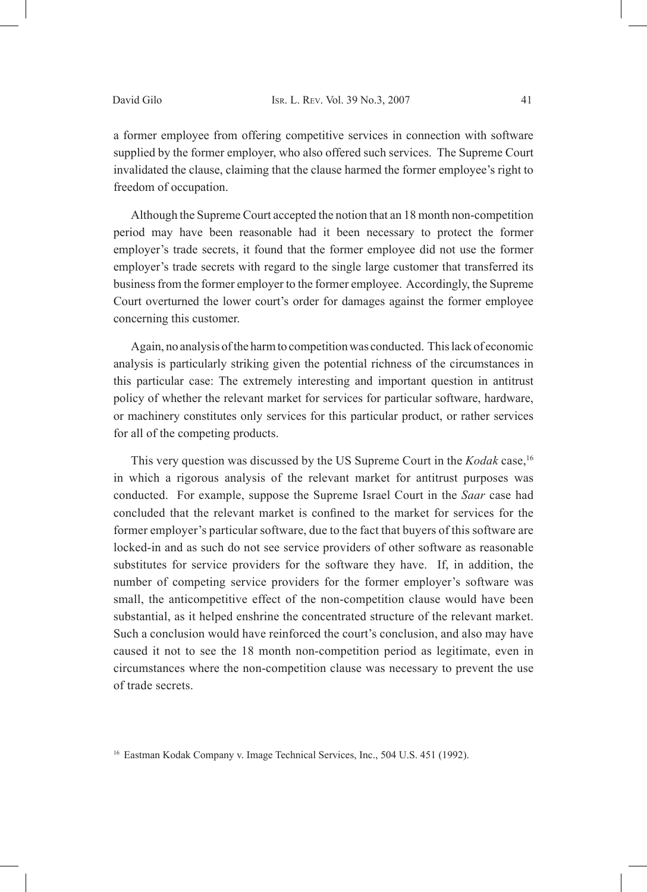a former employee from offering competitive services in connection with software supplied by the former employer, who also offered such services. The Supreme Court invalidated the clause, claiming that the clause harmed the former employee's right to freedom of occupation.

Although the Supreme Court accepted the notion that an 18 month non-competition period may have been reasonable had it been necessary to protect the former employer's trade secrets, it found that the former employee did not use the former employer's trade secrets with regard to the single large customer that transferred its business from the former employer to the former employee. Accordingly, the Supreme Court overturned the lower court's order for damages against the former employee concerning this customer.

Again, no analysis of the harm to competition was conducted. This lack of economic analysis is particularly striking given the potential richness of the circumstances in this particular case: The extremely interesting and important question in antitrust policy of whether the relevant market for services for particular software, hardware, or machinery constitutes only services for this particular product, or rather services for all of the competing products.

This very question was discussed by the US Supreme Court in the *Kodak* case,[16] in which a rigorous analysis of the relevant market for antitrust purposes was conducted. For example, suppose the Supreme Israel Court in the *Saar* case had concluded that the relevant market is confined to the market for services for the former employer's particular software, due to the fact that buyers of this software are locked-in and as such do not see service providers of other software as reasonable substitutes for service providers for the software they have. If, in addition, the number of competing service providers for the former employer's software was small, the anticompetitive effect of the non-competition clause would have been substantial, as it helped enshrine the concentrated structure of the relevant market. Such a conclusion would have reinforced the court's conclusion, and also may have caused it not to see the 18 month non-competition period as legitimate, even in circumstances where the non-competition clause was necessary to prevent the use of trade secrets.

[16] Eastman Kodak Company v. Image Technical Services, Inc., 504 U.S. 451 (1992).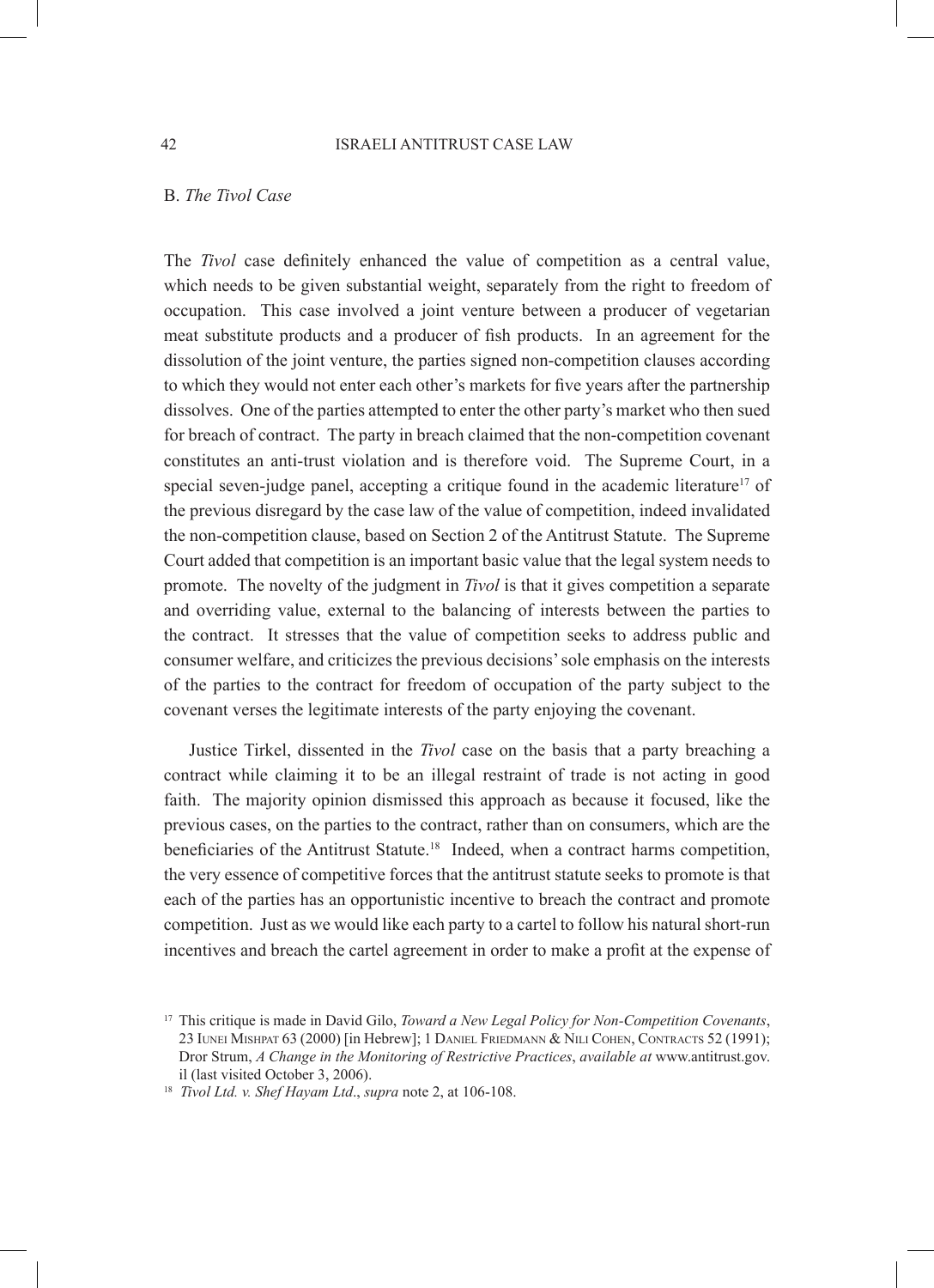### B. *The Tivol Case*

The *Tivol* case definitely enhanced the value of competition as a central value, which needs to be given substantial weight, separately from the right to freedom of occupation. This case involved a joint venture between a producer of vegetarian meat substitute products and a producer of fish products. In an agreement for the dissolution of the joint venture, the parties signed non-competition clauses according to which they would not enter each other's markets for five years after the partnership dissolves. One of the parties attempted to enter the other party's market who then sued for breach of contract. The party in breach claimed that the non-competition covenant constitutes an anti-trust violation and is therefore void. The Supreme Court, in a special seven-judge panel, accepting a critique found in the academic literature[17] of the previous disregard by the case law of the value of competition, indeed invalidated the non-competition clause, based on Section 2 of the Antitrust Statute. The Supreme Court added that competition is an important basic value that the legal system needs to promote. The novelty of the judgment in *Tivol* is that it gives competition a separate and overriding value, external to the balancing of interests between the parties to the contract. It stresses that the value of competition seeks to address public and consumer welfare, and criticizes the previous decisions' sole emphasis on the interests of the parties to the contract for freedom of occupation of the party subject to the covenant verses the legitimate interests of the party enjoying the covenant.

Justice Tirkel, dissented in the *Tivol* case on the basis that a party breaching a contract while claiming it to be an illegal restraint of trade is not acting in good faith. The majority opinion dismissed this approach as because it focused, like the previous cases, on the parties to the contract, rather than on consumers, which are the beneficiaries of the Antitrust Statute.[18] Indeed, when a contract harms competition, the very essence of competitive forces that the antitrust statute seeks to promote is that each of the parties has an opportunistic incentive to breach the contract and promote competition. Just as we would like each party to a cartel to follow his natural short-run incentives and breach the cartel agreement in order to make a profit at the expense of

---

[17] This critique is made in David Gilo, *Toward a New Legal Policy for Non-Competition Covenants*, 23 Iunei Mishpat 63 (2000) [in Hebrew]; 1 Daniel Friedmann & Nili Cohen, Contracts 52 (1991); Dror Strum, *A Change in the Monitoring of Restrictive Practices*, *available at* www.antitrust.gov.il (last visited October 3, 2006).

[18] *Tivol Ltd. v. Shef Hayam Ltd*., *supra* note 2, at 106-108.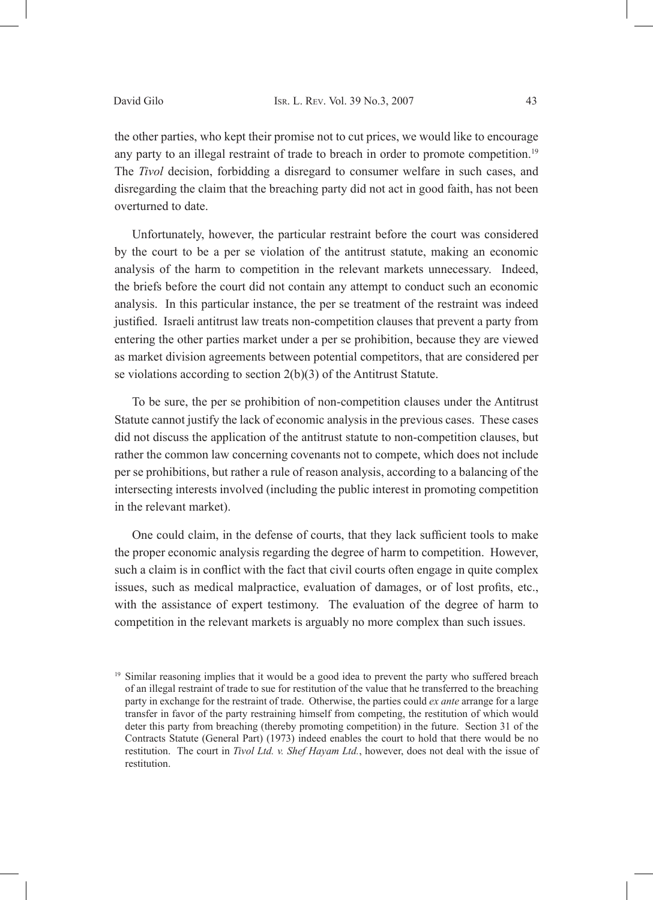the other parties, who kept their promise not to cut prices, we would like to encourage any party to an illegal restraint of trade to breach in order to promote competition.[19] The *Tivol* decision, forbidding a disregard to consumer welfare in such cases, and disregarding the claim that the breaching party did not act in good faith, has not been overturned to date.

Unfortunately, however, the particular restraint before the court was considered by the court to be a per se violation of the antitrust statute, making an economic analysis of the harm to competition in the relevant markets unnecessary. Indeed, the briefs before the court did not contain any attempt to conduct such an economic analysis. In this particular instance, the per se treatment of the restraint was indeed justified. Israeli antitrust law treats non-competition clauses that prevent a party from entering the other parties market under a per se prohibition, because they are viewed as market division agreements between potential competitors, that are considered per se violations according to section 2(b)(3) of the Antitrust Statute.

To be sure, the per se prohibition of non-competition clauses under the Antitrust Statute cannot justify the lack of economic analysis in the previous cases. These cases did not discuss the application of the antitrust statute to non-competition clauses, but rather the common law concerning covenants not to compete, which does not include per se prohibitions, but rather a rule of reason analysis, according to a balancing of the intersecting interests involved (including the public interest in promoting competition in the relevant market).

One could claim, in the defense of courts, that they lack sufficient tools to make the proper economic analysis regarding the degree of harm to competition. However, such a claim is in conflict with the fact that civil courts often engage in quite complex issues, such as medical malpractice, evaluation of damages, or of lost profits, etc., with the assistance of expert testimony. The evaluation of the degree of harm to competition in the relevant markets is arguably no more complex than such issues.

---

[19] Similar reasoning implies that it would be a good idea to prevent the party who suffered breach of an illegal restraint of trade to sue for restitution of the value that he transferred to the breaching party in exchange for the restraint of trade. Otherwise, the parties could *ex ante* arrange for a large transfer in favor of the party restraining himself from competing, the restitution of which would deter this party from breaching (thereby promoting competition) in the future. Section 31 of the Contracts Statute (General Part) (1973) indeed enables the court to hold that there would be no restitution. The court in *Tivol Ltd. v. Shef Hayam Ltd.*, however, does not deal with the issue of restitution.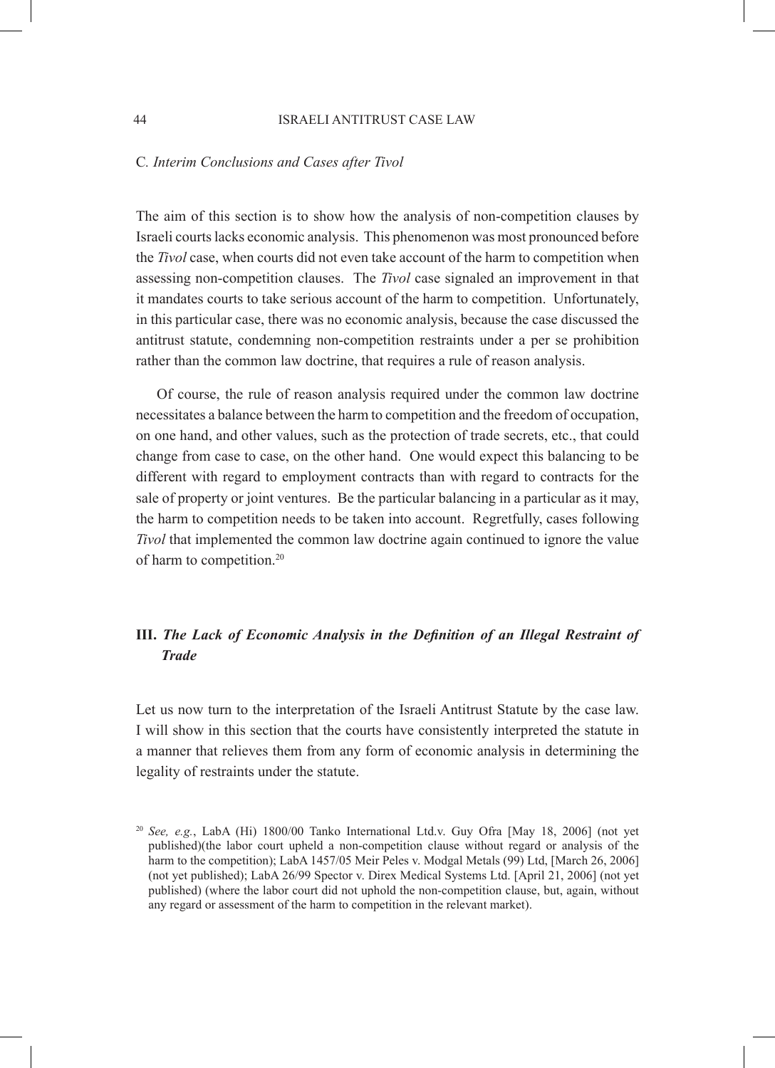### C. *Interim Conclusions and Cases after Tivol*

The aim of this section is to show how the analysis of non-competition clauses by Israeli courts lacks economic analysis. This phenomenon was most pronounced before the *Tivol* case, when courts did not even take account of the harm to competition when assessing non-competition clauses. The *Tivol* case signaled an improvement in that it mandates courts to take serious account of the harm to competition. Unfortunately, in this particular case, there was no economic analysis, because the case discussed the antitrust statute, condemning non-competition restraints under a per se prohibition rather than the common law doctrine, that requires a rule of reason analysis.

Of course, the rule of reason analysis required under the common law doctrine necessitates a balance between the harm to competition and the freedom of occupation, on one hand, and other values, such as the protection of trade secrets, etc., that could change from case to case, on the other hand. One would expect this balancing to be different with regard to employment contracts than with regard to contracts for the sale of property or joint ventures. Be the particular balancing in a particular as it may, the harm to competition needs to be taken into account. Regretfully, cases following *Tivol* that implemented the common law doctrine again continued to ignore the value of harm to competition.[20]

## III. *The Lack of Economic Analysis in the Definition of an Illegal Restraint of Trade*

Let us now turn to the interpretation of the Israeli Antitrust Statute by the case law. I will show in this section that the courts have consistently interpreted the statute in a manner that relieves them from any form of economic analysis in determining the legality of restraints under the statute.

---

[20] *See, e.g.*, LabA (Hi) 1800/00 Tanko International Ltd.v. Guy Ofra [May 18, 2006] (not yet published)(the labor court upheld a non-competition clause without regard or analysis of the harm to the competition); LabA 1457/05 Meir Peles v. Modgal Metals (99) Ltd, [March 26, 2006] (not yet published); LabA 26/99 Spector v. Direx Medical Systems Ltd. [April 21, 2006] (not yet published) (where the labor court did not uphold the non-competition clause, but, again, without any regard or assessment of the harm to competition in the relevant market).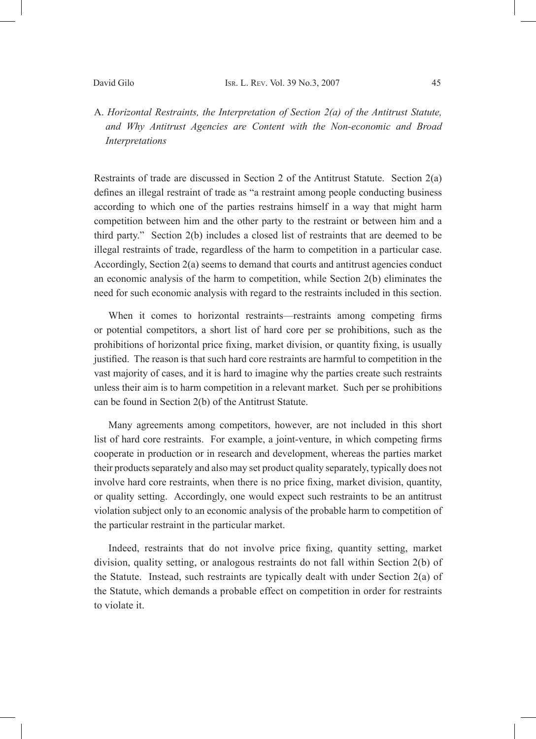### A. *Horizontal Restraints, the Interpretation of Section 2(a) of the Antitrust Statute, and Why Antitrust Agencies are Content with the Non-economic and Broad Interpretations*

Restraints of trade are discussed in Section 2 of the Antitrust Statute. Section 2(a) defines an illegal restraint of trade as "a restraint among people conducting business according to which one of the parties restrains himself in a way that might harm competition between him and the other party to the restraint or between him and a third party." Section 2(b) includes a closed list of restraints that are deemed to be illegal restraints of trade, regardless of the harm to competition in a particular case. Accordingly, Section 2(a) seems to demand that courts and antitrust agencies conduct an economic analysis of the harm to competition, while Section 2(b) eliminates the need for such economic analysis with regard to the restraints included in this section.

When it comes to horizontal restraints—restraints among competing firms or potential competitors, a short list of hard core per se prohibitions, such as the prohibitions of horizontal price fixing, market division, or quantity fixing, is usually justified. The reason is that such hard core restraints are harmful to competition in the vast majority of cases, and it is hard to imagine why the parties create such restraints unless their aim is to harm competition in a relevant market. Such per se prohibitions can be found in Section 2(b) of the Antitrust Statute.

Many agreements among competitors, however, are not included in this short list of hard core restraints. For example, a joint-venture, in which competing firms cooperate in production or in research and development, whereas the parties market their products separately and also may set product quality separately, typically does not involve hard core restraints, when there is no price fixing, market division, quantity, or quality setting. Accordingly, one would expect such restraints to be an antitrust violation subject only to an economic analysis of the probable harm to competition of the particular restraint in the particular market.

Indeed, restraints that do not involve price fixing, quantity setting, market division, quality setting, or analogous restraints do not fall within Section 2(b) of the Statute. Instead, such restraints are typically dealt with under Section 2(a) of the Statute, which demands a probable effect on competition in order for restraints to violate it.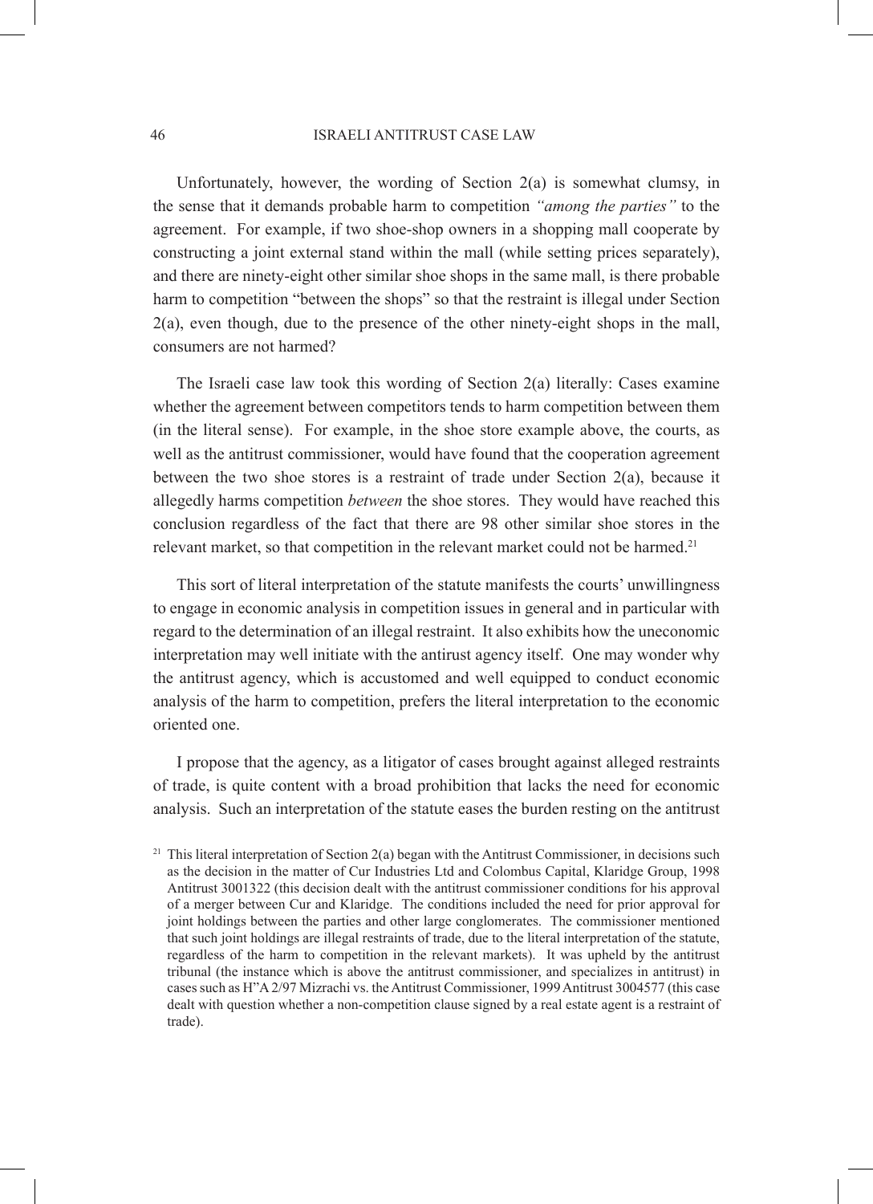Unfortunately, however, the wording of Section 2(a) is somewhat clumsy, in the sense that it demands probable harm to competition *"among the parties"* to the agreement. For example, if two shoe-shop owners in a shopping mall cooperate by constructing a joint external stand within the mall (while setting prices separately), and there are ninety-eight other similar shoe shops in the same mall, is there probable harm to competition "between the shops" so that the restraint is illegal under Section 2(a), even though, due to the presence of the other ninety-eight shops in the mall, consumers are not harmed?

The Israeli case law took this wording of Section 2(a) literally: Cases examine whether the agreement between competitors tends to harm competition between them (in the literal sense). For example, in the shoe store example above, the courts, as well as the antitrust commissioner, would have found that the cooperation agreement between the two shoe stores is a restraint of trade under Section 2(a), because it allegedly harms competition *between* the shoe stores. They would have reached this conclusion regardless of the fact that there are 98 other similar shoe stores in the relevant market, so that competition in the relevant market could not be harmed.[21]

This sort of literal interpretation of the statute manifests the courts' unwillingness to engage in economic analysis in competition issues in general and in particular with regard to the determination of an illegal restraint. It also exhibits how the uneconomic interpretation may well initiate with the antirust agency itself. One may wonder why the antitrust agency, which is accustomed and well equipped to conduct economic analysis of the harm to competition, prefers the literal interpretation to the economic oriented one.

I propose that the agency, as a litigator of cases brought against alleged restraints of trade, is quite content with a broad prohibition that lacks the need for economic analysis. Such an interpretation of the statute eases the burden resting on the antitrust

[21] This literal interpretation of Section 2(a) began with the Antitrust Commissioner, in decisions such as the decision in the matter of Cur Industries Ltd and Colombus Capital, Klaridge Group, 1998 Antitrust 3001322 (this decision dealt with the antitrust commissioner conditions for his approval of a merger between Cur and Klaridge. The conditions included the need for prior approval for joint holdings between the parties and other large conglomerates. The commissioner mentioned that such joint holdings are illegal restraints of trade, due to the literal interpretation of the statute, regardless of the harm to competition in the relevant markets). It was upheld by the antitrust tribunal (the instance which is above the antitrust commissioner, and specializes in antitrust) in cases such as H"A 2/97 Mizrachi vs. the Antitrust Commissioner, 1999 Antitrust 3004577 (this case dealt with question whether a non-competition clause signed by a real estate agent is a restraint of trade).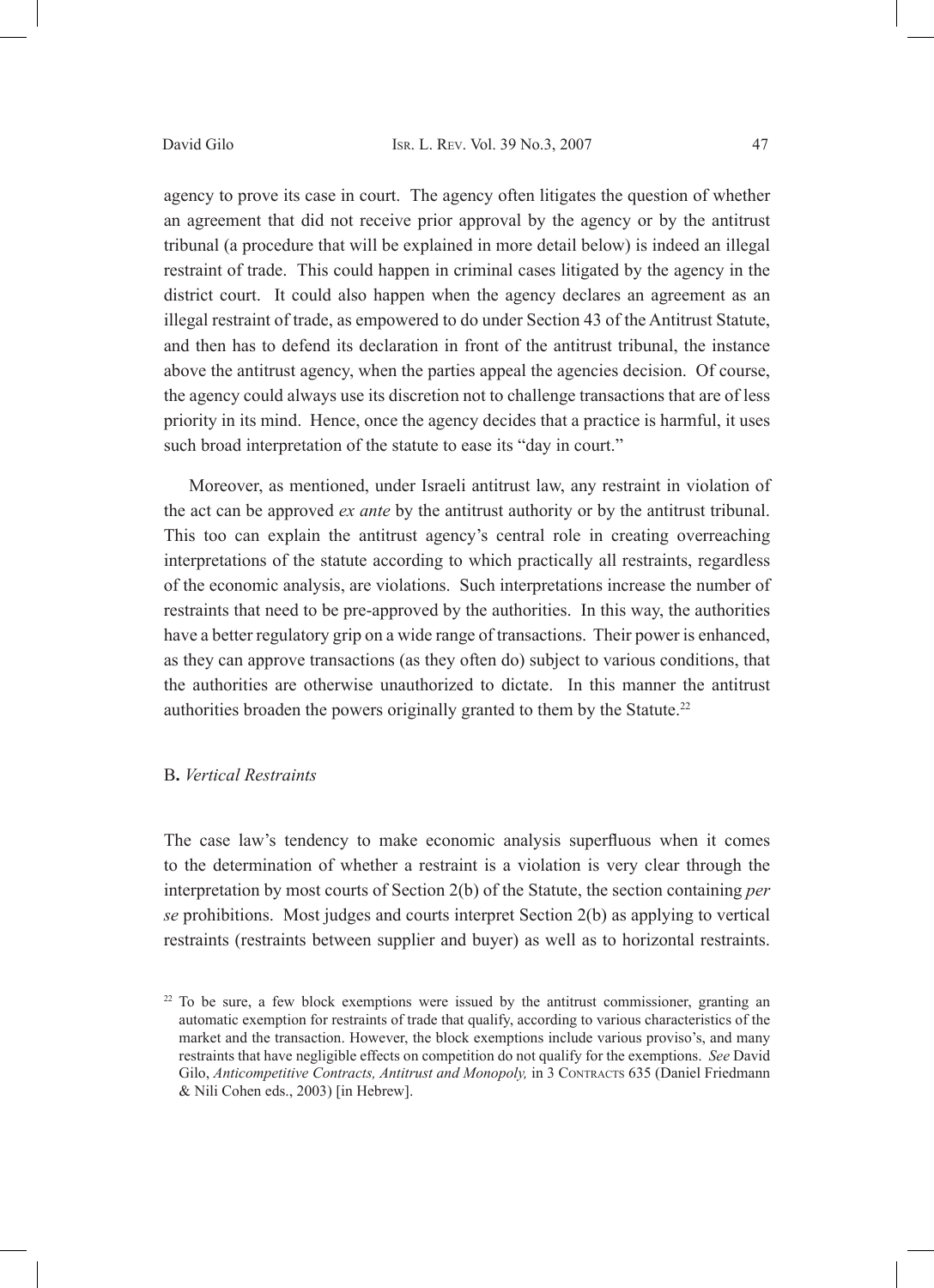agency to prove its case in court. The agency often litigates the question of whether an agreement that did not receive prior approval by the agency or by the antitrust tribunal (a procedure that will be explained in more detail below) is indeed an illegal restraint of trade. This could happen in criminal cases litigated by the agency in the district court. It could also happen when the agency declares an agreement as an illegal restraint of trade, as empowered to do under Section 43 of the Antitrust Statute, and then has to defend its declaration in front of the antitrust tribunal, the instance above the antitrust agency, when the parties appeal the agencies decision. Of course, the agency could always use its discretion not to challenge transactions that are of less priority in its mind. Hence, once the agency decides that a practice is harmful, it uses such broad interpretation of the statute to ease its "day in court."

Moreover, as mentioned, under Israeli antitrust law, any restraint in violation of the act can be approved *ex ante* by the antitrust authority or by the antitrust tribunal. This too can explain the antitrust agency's central role in creating overreaching interpretations of the statute according to which practically all restraints, regardless of the economic analysis, are violations. Such interpretations increase the number of restraints that need to be pre-approved by the authorities. In this way, the authorities have a better regulatory grip on a wide range of transactions. Their power is enhanced, as they can approve transactions (as they often do) subject to various conditions, that the authorities are otherwise unauthorized to dictate. In this manner the antitrust authorities broaden the powers originally granted to them by the Statute.[22]

### B. *Vertical Restraints*

The case law's tendency to make economic analysis superfluous when it comes to the determination of whether a restraint is a violation is very clear through the interpretation by most courts of Section 2(b) of the Statute, the section containing *per se* prohibitions. Most judges and courts interpret Section 2(b) as applying to vertical restraints (restraints between supplier and buyer) as well as to horizontal restraints.

[22] To be sure, a few block exemptions were issued by the antitrust commissioner, granting an automatic exemption for restraints of trade that qualify, according to various characteristics of the market and the transaction. However, the block exemptions include various proviso's, and many restraints that have negligible effects on competition do not qualify for the exemptions. *See* David Gilo, *Anticompetitive Contracts, Antitrust and Monopoly,* in 3 CONTRACTS 635 (Daniel Friedmann & Nili Cohen eds., 2003) [in Hebrew].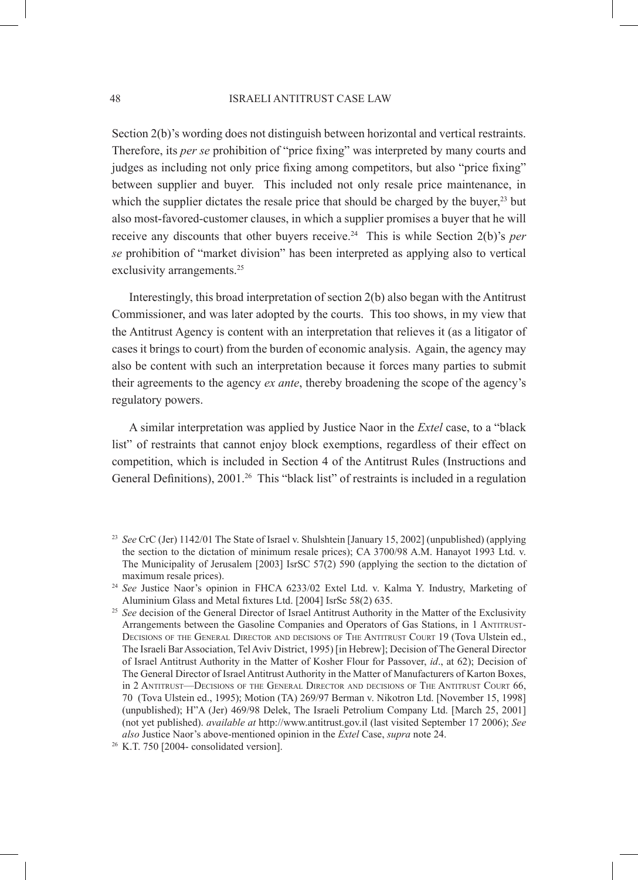Section 2(b)'s wording does not distinguish between horizontal and vertical restraints. Therefore, its *per se* prohibition of "price fixing" was interpreted by many courts and judges as including not only price fixing among competitors, but also "price fixing" between supplier and buyer. This included not only resale price maintenance, in which the supplier dictates the resale price that should be charged by the buyer,[23] but also most-favored-customer clauses, in which a supplier promises a buyer that he will receive any discounts that other buyers receive.[24] This is while Section 2(b)'s *per se* prohibition of "market division" has been interpreted as applying also to vertical exclusivity arrangements.[25]

Interestingly, this broad interpretation of section 2(b) also began with the Antitrust Commissioner, and was later adopted by the courts. This too shows, in my view that the Antitrust Agency is content with an interpretation that relieves it (as a litigator of cases it brings to court) from the burden of economic analysis. Again, the agency may also be content with such an interpretation because it forces many parties to submit their agreements to the agency *ex ante*, thereby broadening the scope of the agency's regulatory powers.

A similar interpretation was applied by Justice Naor in the *Extel* case, to a "black list" of restraints that cannot enjoy block exemptions, regardless of their effect on competition, which is included in Section 4 of the Antitrust Rules (Instructions and General Definitions), 2001.[26] This "black list" of restraints is included in a regulation

---

[23] *See* CrC (Jer) 1142/01 The State of Israel v. Shulshtein [January 15, 2002] (unpublished) (applying the section to the dictation of minimum resale prices); CA 3700/98 A.M. Hanayot 1993 Ltd. v. The Municipality of Jerusalem [2003] IsrSC 57(2) 590 (applying the section to the dictation of maximum resale prices).

[24] *See* Justice Naor's opinion in FHCA 6233/02 Extel Ltd. v. Kalma Y. Industry, Marketing of Aluminium Glass and Metal fixtures Ltd. [2004] IsrSc 58(2) 635.

[25] *See* decision of the General Director of Israel Antitrust Authority in the Matter of the Exclusivity Arrangements between the Gasoline Companies and Operators of Gas Stations, in 1 ANTITRUST-DECISIONS OF THE GENERAL DIRECTOR AND DECISIONS OF THE ANTITRUST COURT 19 (Tova Ulstein ed., The Israeli Bar Association, Tel Aviv District, 1995) [in Hebrew]; Decision of The General Director of Israel Antitrust Authority in the Matter of Kosher Flour for Passover, *id*., at 62); Decision of The General Director of Israel Antitrust Authority in the Matter of Manufacturers of Karton Boxes, in 2 ANTITRUST—DECISIONS OF THE GENERAL DIRECTOR AND DECISIONS OF THE ANTITRUST COURT 66, 70 (Tova Ulstein ed., 1995); Motion (TA) 269/97 Berman v. Nikotron Ltd. [November 15, 1998] (unpublished); H"A (Jer) 469/98 Delek, The Israeli Petrolium Company Ltd. [March 25, 2001] (not yet published). *available at* http://www.antitrust.gov.il (last visited September 17 2006); *See also* Justice Naor's above-mentioned opinion in the *Extel* Case, *supra* note 24.

[26] K.T. 750 [2004- consolidated version].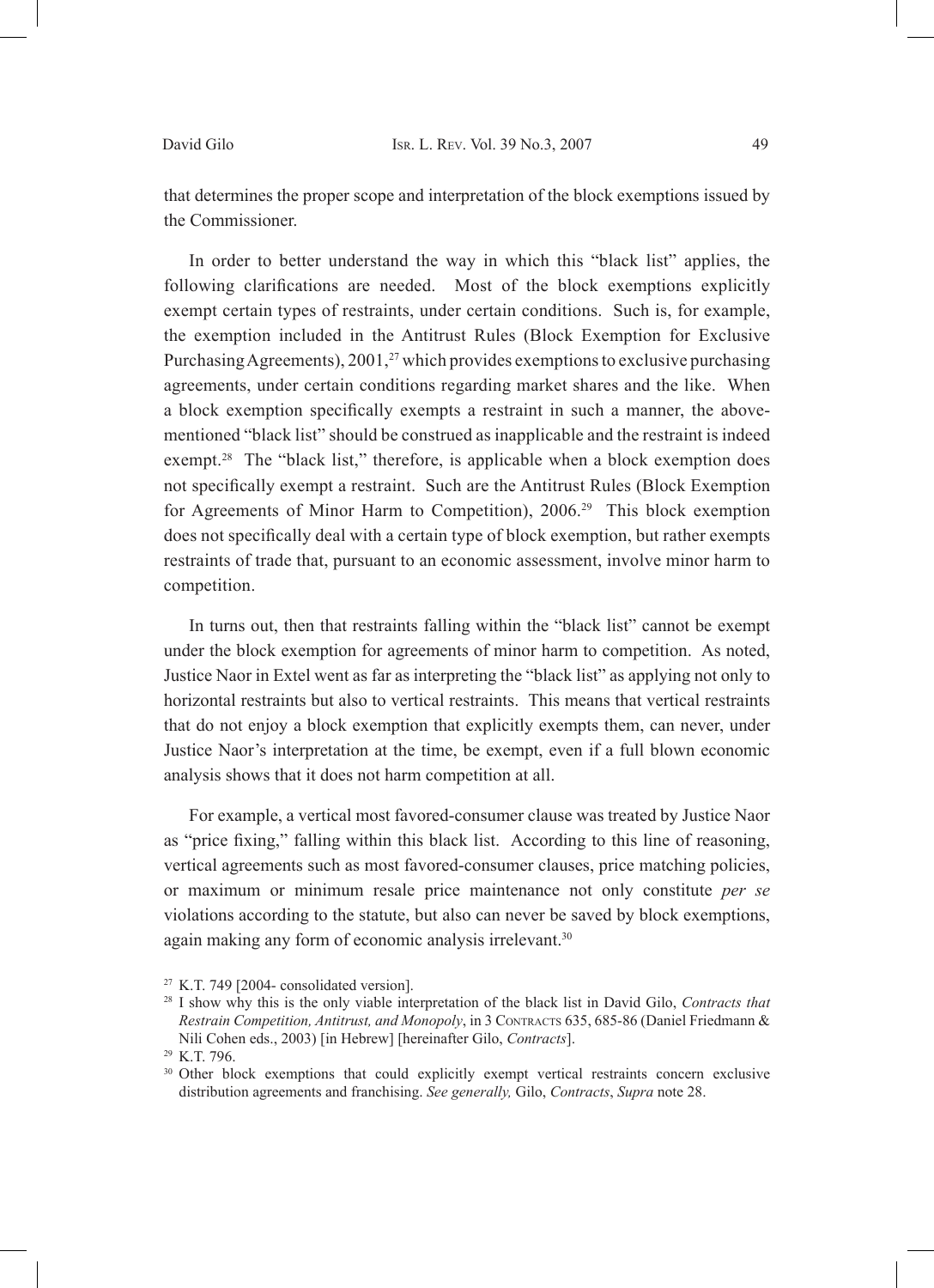that determines the proper scope and interpretation of the block exemptions issued by the Commissioner.

In order to better understand the way in which this "black list" applies, the following clarifications are needed. Most of the block exemptions explicitly exempt certain types of restraints, under certain conditions. Such is, for example, the exemption included in the Antitrust Rules (Block Exemption for Exclusive Purchasing Agreements), 2001,[27] which provides exemptions to exclusive purchasing agreements, under certain conditions regarding market shares and the like. When a block exemption specifically exempts a restraint in such a manner, the above-mentioned "black list" should be construed as inapplicable and the restraint is indeed exempt.[28] The "black list," therefore, is applicable when a block exemption does not specifically exempt a restraint. Such are the Antitrust Rules (Block Exemption for Agreements of Minor Harm to Competition), 2006.[29] This block exemption does not specifically deal with a certain type of block exemption, but rather exempts restraints of trade that, pursuant to an economic assessment, involve minor harm to competition.

In turns out, then that restraints falling within the "black list" cannot be exempt under the block exemption for agreements of minor harm to competition. As noted, Justice Naor in Extel went as far as interpreting the "black list" as applying not only to horizontal restraints but also to vertical restraints. This means that vertical restraints that do not enjoy a block exemption that explicitly exempts them, can never, under Justice Naor's interpretation at the time, be exempt, even if a full blown economic analysis shows that it does not harm competition at all.

For example, a vertical most favored-consumer clause was treated by Justice Naor as "price fixing," falling within this black list. According to this line of reasoning, vertical agreements such as most favored-consumer clauses, price matching policies, or maximum or minimum resale price maintenance not only constitute *per se* violations according to the statute, but also can never be saved by block exemptions, again making any form of economic analysis irrelevant.[30]

---

[27] K.T. 749 [2004- consolidated version].

[28] I show why this is the only viable interpretation of the black list in David Gilo, *Contracts that Restrain Competition, Antitrust, and Monopoly*, in 3 Contracts 635, 685-86 (Daniel Friedmann & Nili Cohen eds., 2003) [in Hebrew] [hereinafter Gilo, *Contracts*].

[29] K.T. 796.

[30] Other block exemptions that could explicitly exempt vertical restraints concern exclusive distribution agreements and franchising. *See generally,* Gilo, *Contracts*, *Supra* note 28.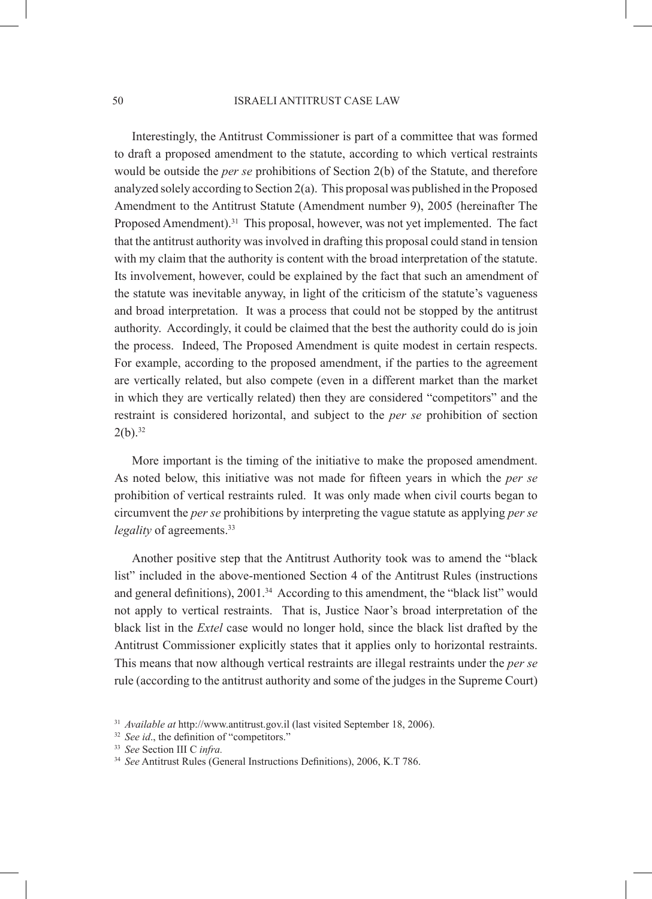Interestingly, the Antitrust Commissioner is part of a committee that was formed to draft a proposed amendment to the statute, according to which vertical restraints would be outside the *per se* prohibitions of Section 2(b) of the Statute, and therefore analyzed solely according to Section 2(a). This proposal was published in the Proposed Amendment to the Antitrust Statute (Amendment number 9), 2005 (hereinafter The Proposed Amendment).[31] This proposal, however, was not yet implemented. The fact that the antitrust authority was involved in drafting this proposal could stand in tension with my claim that the authority is content with the broad interpretation of the statute. Its involvement, however, could be explained by the fact that such an amendment of the statute was inevitable anyway, in light of the criticism of the statute's vagueness and broad interpretation. It was a process that could not be stopped by the antitrust authority. Accordingly, it could be claimed that the best the authority could do is join the process. Indeed, The Proposed Amendment is quite modest in certain respects. For example, according to the proposed amendment, if the parties to the agreement are vertically related, but also compete (even in a different market than the market in which they are vertically related) then they are considered "competitors" and the restraint is considered horizontal, and subject to the *per se* prohibition of section 2(b).[32]

More important is the timing of the initiative to make the proposed amendment. As noted below, this initiative was not made for fifteen years in which the *per se* prohibition of vertical restraints ruled. It was only made when civil courts began to circumvent the *per se* prohibitions by interpreting the vague statute as applying *per se legality* of agreements.[33]

Another positive step that the Antitrust Authority took was to amend the "black list" included in the above-mentioned Section 4 of the Antitrust Rules (instructions and general definitions), 2001.[34] According to this amendment, the "black list" would not apply to vertical restraints. That is, Justice Naor's broad interpretation of the black list in the *Extel* case would no longer hold, since the black list drafted by the Antitrust Commissioner explicitly states that it applies only to horizontal restraints. This means that now although vertical restraints are illegal restraints under the *per se* rule (according to the antitrust authority and some of the judges in the Supreme Court)

---

[31] *Available at* http://www.antitrust.gov.il (last visited September 18, 2006).

[32] *See id*., the definition of "competitors."

[33] *See* Section III C *infra.*

[34] *See* Antitrust Rules (General Instructions Definitions), 2006, K.T 786.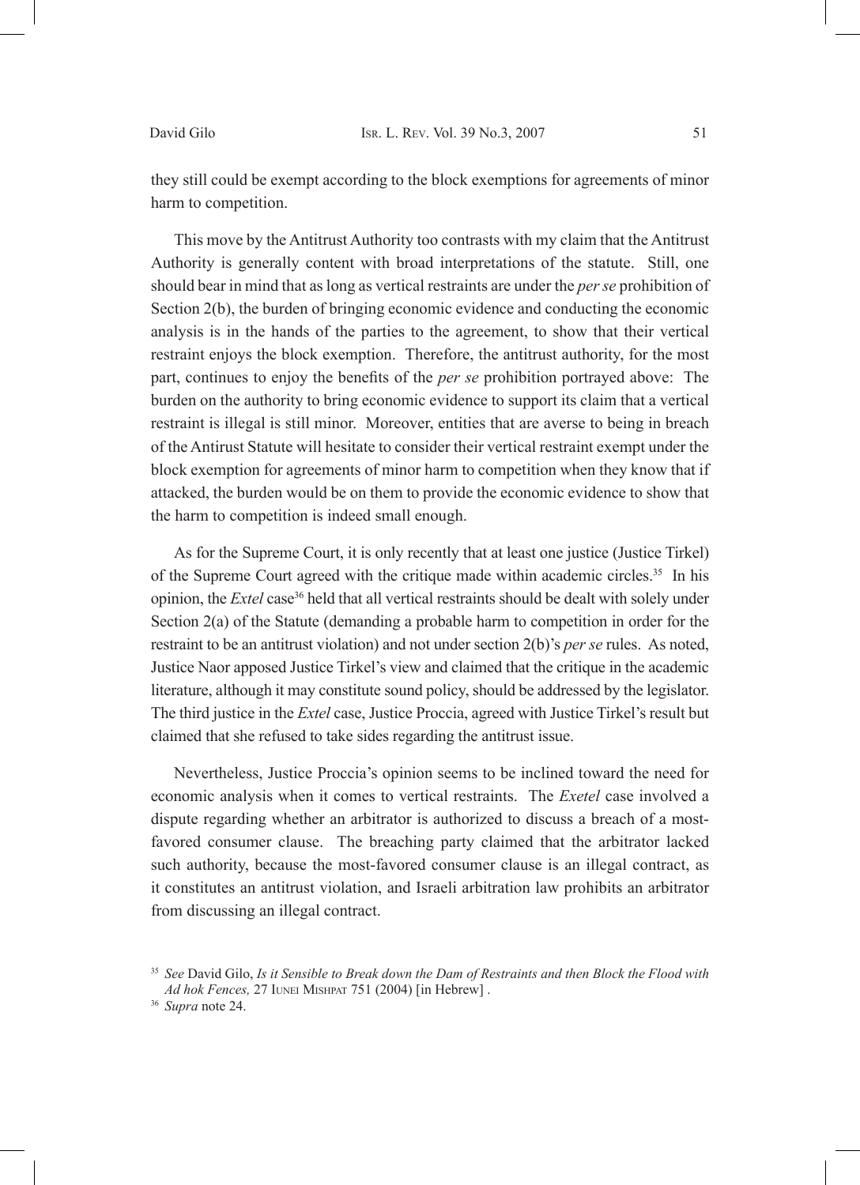they still could be exempt according to the block exemptions for agreements of minor harm to competition.

This move by the Antitrust Authority too contrasts with my claim that the Antitrust Authority is generally content with broad interpretations of the statute. Still, one should bear in mind that as long as vertical restraints are under the *per se* prohibition of Section 2(b), the burden of bringing economic evidence and conducting the economic analysis is in the hands of the parties to the agreement, to show that their vertical restraint enjoys the block exemption. Therefore, the antitrust authority, for the most part, continues to enjoy the benefits of the *per se* prohibition portrayed above: The burden on the authority to bring economic evidence to support its claim that a vertical restraint is illegal is still minor. Moreover, entities that are averse to being in breach of the Antirust Statute will hesitate to consider their vertical restraint exempt under the block exemption for agreements of minor harm to competition when they know that if attacked, the burden would be on them to provide the economic evidence to show that the harm to competition is indeed small enough.

As for the Supreme Court, it is only recently that at least one justice (Justice Tirkel) of the Supreme Court agreed with the critique made within academic circles.[35] In his opinion, the *Extel* case[36] held that all vertical restraints should be dealt with solely under Section 2(a) of the Statute (demanding a probable harm to competition in order for the restraint to be an antitrust violation) and not under section 2(b)'s *per se* rules. As noted, Justice Naor apposed Justice Tirkel's view and claimed that the critique in the academic literature, although it may constitute sound policy, should be addressed by the legislator. The third justice in the *Extel* case, Justice Proccia, agreed with Justice Tirkel's result but claimed that she refused to take sides regarding the antitrust issue.

Nevertheless, Justice Proccia's opinion seems to be inclined toward the need for economic analysis when it comes to vertical restraints. The *Exetel* case involved a dispute regarding whether an arbitrator is authorized to discuss a breach of a most-favored consumer clause. The breaching party claimed that the arbitrator lacked such authority, because the most-favored consumer clause is an illegal contract, as it constitutes an antitrust violation, and Israeli arbitration law prohibits an arbitrator from discussing an illegal contract.

[35] *See* David Gilo, *Is it Sensible to Break down the Dam of Restraints and then Block the Flood with Ad hok Fences,* 27 Iunei Mishpat 751 (2004) [in Hebrew] .

[36] *Supra* note 24.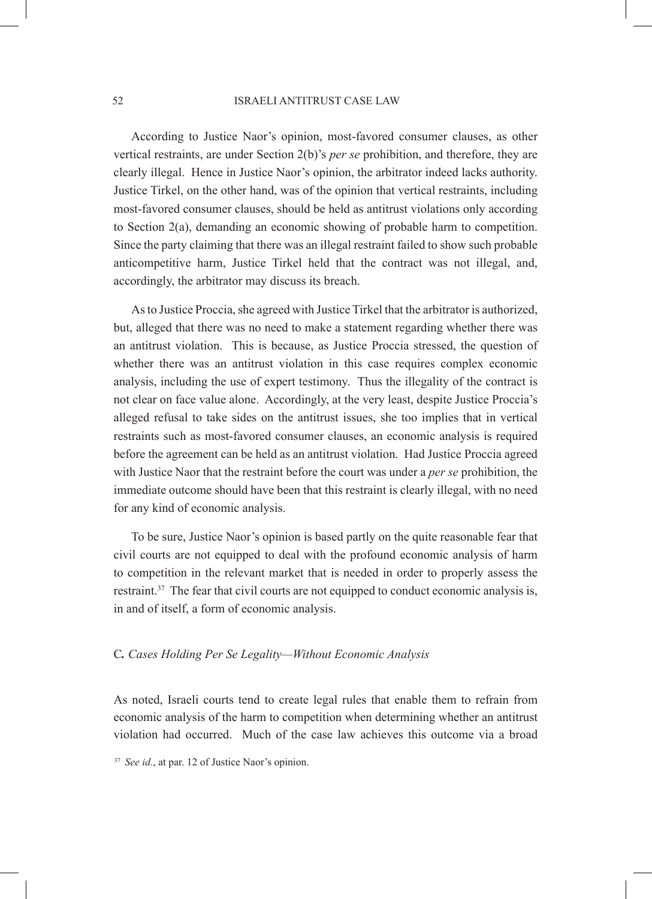According to Justice Naor's opinion, most-favored consumer clauses, as other vertical restraints, are under Section 2(b)'s *per se* prohibition, and therefore, they are clearly illegal. Hence in Justice Naor's opinion, the arbitrator indeed lacks authority. Justice Tirkel, on the other hand, was of the opinion that vertical restraints, including most-favored consumer clauses, should be held as antitrust violations only according to Section 2(a), demanding an economic showing of probable harm to competition. Since the party claiming that there was an illegal restraint failed to show such probable anticompetitive harm, Justice Tirkel held that the contract was not illegal, and, accordingly, the arbitrator may discuss its breach.

As to Justice Proccia, she agreed with Justice Tirkel that the arbitrator is authorized, but, alleged that there was no need to make a statement regarding whether there was an antitrust violation. This is because, as Justice Proccia stressed, the question of whether there was an antitrust violation in this case requires complex economic analysis, including the use of expert testimony. Thus the illegality of the contract is not clear on face value alone. Accordingly, at the very least, despite Justice Proccia's alleged refusal to take sides on the antitrust issues, she too implies that in vertical restraints such as most-favored consumer clauses, an economic analysis is required before the agreement can be held as an antitrust violation. Had Justice Proccia agreed with Justice Naor that the restraint before the court was under a *per se* prohibition, the immediate outcome should have been that this restraint is clearly illegal, with no need for any kind of economic analysis.

To be sure, Justice Naor's opinion is based partly on the quite reasonable fear that civil courts are not equipped to deal with the profound economic analysis of harm to competition in the relevant market that is needed in order to properly assess the restraint.[37] The fear that civil courts are not equipped to conduct economic analysis is, in and of itself, a form of economic analysis.

### C. *Cases Holding Per Se Legality—Without Economic Analysis*

As noted, Israeli courts tend to create legal rules that enable them to refrain from economic analysis of the harm to competition when determining whether an antitrust violation had occurred. Much of the case law achieves this outcome via a broad

[37] *See id.*, at par. 12 of Justice Naor's opinion.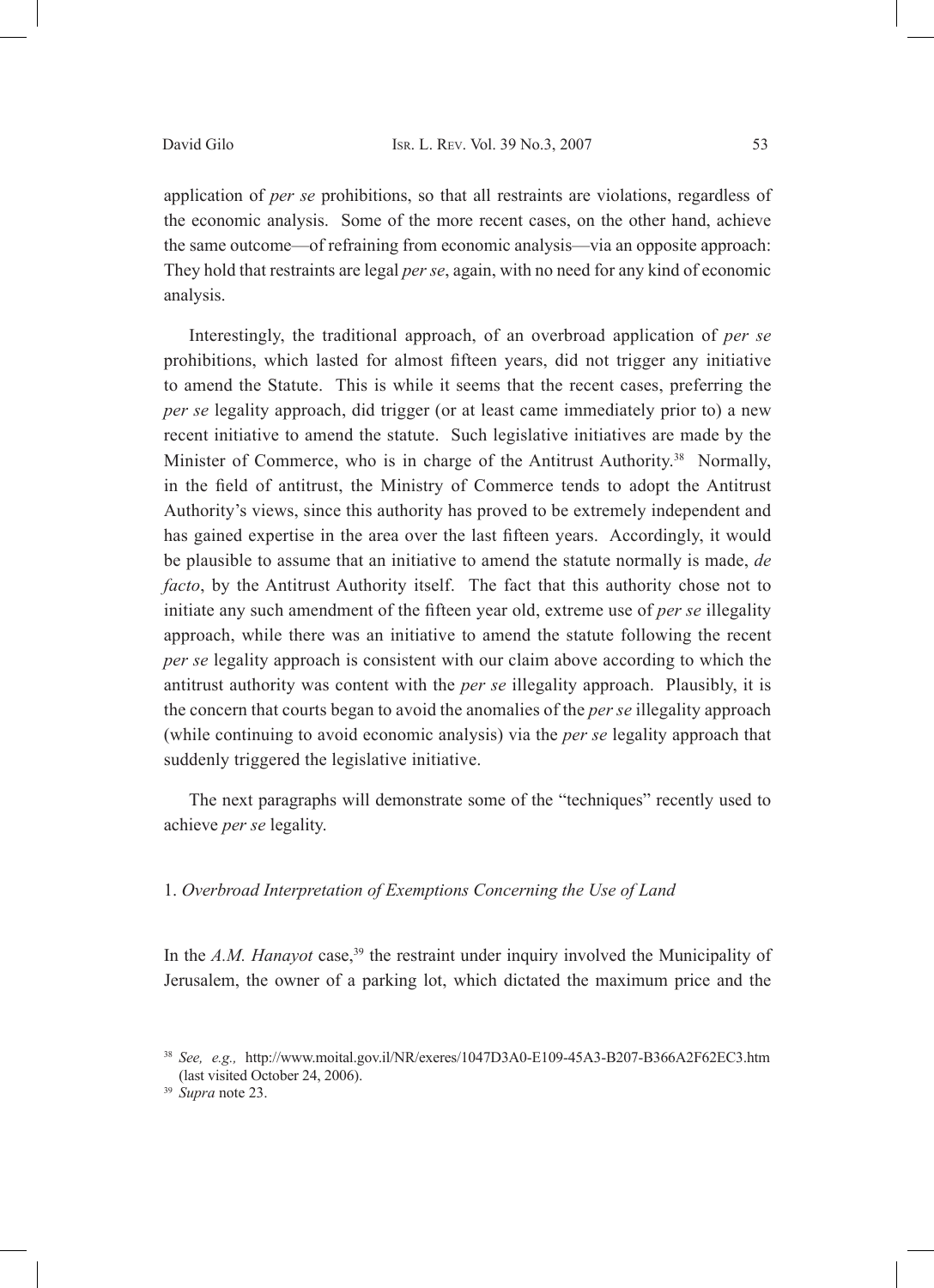application of *per se* prohibitions, so that all restraints are violations, regardless of the economic analysis. Some of the more recent cases, on the other hand, achieve the same outcome—of refraining from economic analysis—via an opposite approach: They hold that restraints are legal *per se*, again, with no need for any kind of economic analysis.

Interestingly, the traditional approach, of an overbroad application of *per se* prohibitions, which lasted for almost fifteen years, did not trigger any initiative to amend the Statute. This is while it seems that the recent cases, preferring the *per se* legality approach, did trigger (or at least came immediately prior to) a new recent initiative to amend the statute. Such legislative initiatives are made by the Minister of Commerce, who is in charge of the Antitrust Authority.[38] Normally, in the field of antitrust, the Ministry of Commerce tends to adopt the Antitrust Authority's views, since this authority has proved to be extremely independent and has gained expertise in the area over the last fifteen years. Accordingly, it would be plausible to assume that an initiative to amend the statute normally is made, *de facto*, by the Antitrust Authority itself. The fact that this authority chose not to initiate any such amendment of the fifteen year old, extreme use of *per se* illegality approach, while there was an initiative to amend the statute following the recent *per se* legality approach is consistent with our claim above according to which the antitrust authority was content with the *per se* illegality approach. Plausibly, it is the concern that courts began to avoid the anomalies of the *per se* illegality approach (while continuing to avoid economic analysis) via the *per se* legality approach that suddenly triggered the legislative initiative.

The next paragraphs will demonstrate some of the "techniques" recently used to achieve *per se* legality.

### 1. *Overbroad Interpretation of Exemptions Concerning the Use of Land*

In the *A.M. Hanayot* case,[39] the restraint under inquiry involved the Municipality of Jerusalem, the owner of a parking lot, which dictated the maximum price and the

---

[38] *See, e.g.,* http://www.moital.gov.il/NR/exeres/1047D3A0-E109-45A3-B207-B366A2F62EC3.htm (last visited October 24, 2006).

[39] *Supra* note 23.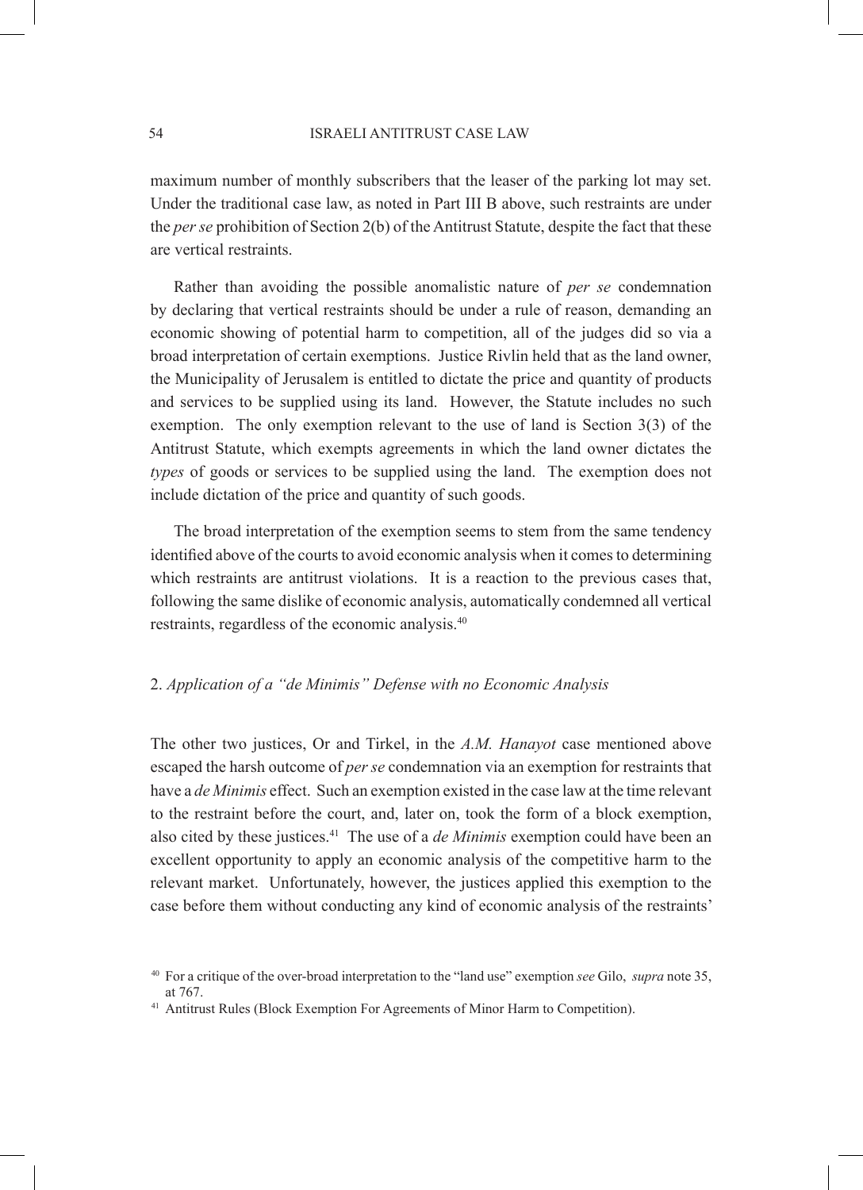maximum number of monthly subscribers that the leaser of the parking lot may set. Under the traditional case law, as noted in Part III B above, such restraints are under the *per se* prohibition of Section 2(b) of the Antitrust Statute, despite the fact that these are vertical restraints.

Rather than avoiding the possible anomalistic nature of *per se* condemnation by declaring that vertical restraints should be under a rule of reason, demanding an economic showing of potential harm to competition, all of the judges did so via a broad interpretation of certain exemptions. Justice Rivlin held that as the land owner, the Municipality of Jerusalem is entitled to dictate the price and quantity of products and services to be supplied using its land. However, the Statute includes no such exemption. The only exemption relevant to the use of land is Section 3(3) of the Antitrust Statute, which exempts agreements in which the land owner dictates the *types* of goods or services to be supplied using the land. The exemption does not include dictation of the price and quantity of such goods.

The broad interpretation of the exemption seems to stem from the same tendency identified above of the courts to avoid economic analysis when it comes to determining which restraints are antitrust violations. It is a reaction to the previous cases that, following the same dislike of economic analysis, automatically condemned all vertical restraints, regardless of the economic analysis.[40]

### 2. *Application of a "de Minimis" Defense with no Economic Analysis*

The other two justices, Or and Tirkel, in the *A.M. Hanayot* case mentioned above escaped the harsh outcome of *per se* condemnation via an exemption for restraints that have a *de Minimis* effect. Such an exemption existed in the case law at the time relevant to the restraint before the court, and, later on, took the form of a block exemption, also cited by these justices.[41] The use of a *de Minimis* exemption could have been an excellent opportunity to apply an economic analysis of the competitive harm to the relevant market. Unfortunately, however, the justices applied this exemption to the case before them without conducting any kind of economic analysis of the restraints'

---

[40] For a critique of the over-broad interpretation to the "land use" exemption *see* Gilo, *supra* note 35, at 767.

[41] Antitrust Rules (Block Exemption For Agreements of Minor Harm to Competition).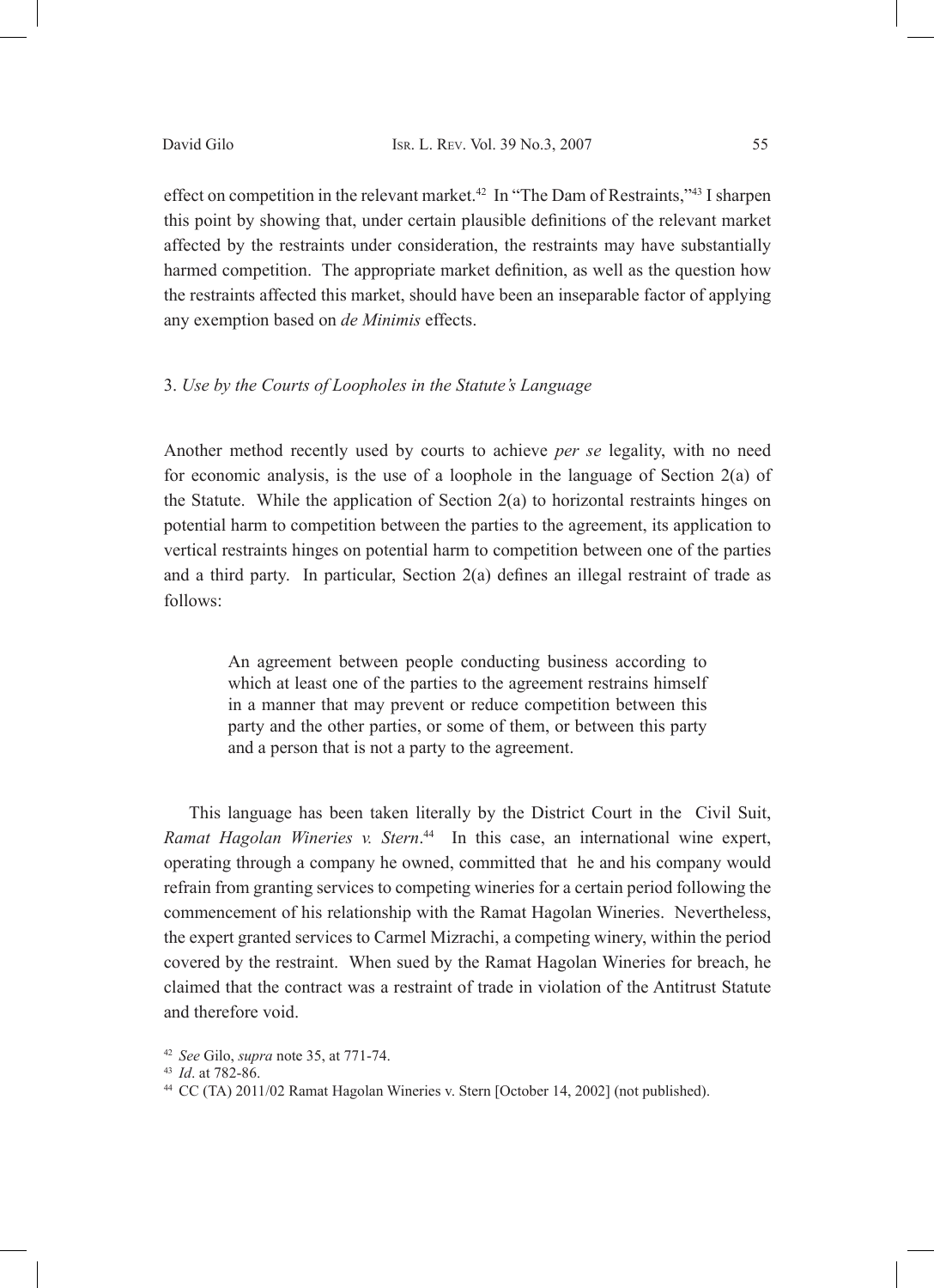effect on competition in the relevant market.[42] In "The Dam of Restraints,"[43] I sharpen this point by showing that, under certain plausible definitions of the relevant market affected by the restraints under consideration, the restraints may have substantially harmed competition. The appropriate market definition, as well as the question how the restraints affected this market, should have been an inseparable factor of applying any exemption based on *de Minimis* effects.

### 3. *Use by the Courts of Loopholes in the Statute's Language*

Another method recently used by courts to achieve *per se* legality, with no need for economic analysis, is the use of a loophole in the language of Section 2(a) of the Statute. While the application of Section 2(a) to horizontal restraints hinges on potential harm to competition between the parties to the agreement, its application to vertical restraints hinges on potential harm to competition between one of the parties and a third party. In particular, Section 2(a) defines an illegal restraint of trade as follows:

> An agreement between people conducting business according to which at least one of the parties to the agreement restrains himself in a manner that may prevent or reduce competition between this party and the other parties, or some of them, or between this party and a person that is not a party to the agreement.

This language has been taken literally by the District Court in the Civil Suit, *Ramat Hagolan Wineries v. Stern*.[44] In this case, an international wine expert, operating through a company he owned, committed that he and his company would refrain from granting services to competing wineries for a certain period following the commencement of his relationship with the Ramat Hagolan Wineries. Nevertheless, the expert granted services to Carmel Mizrachi, a competing winery, within the period covered by the restraint. When sued by the Ramat Hagolan Wineries for breach, he claimed that the contract was a restraint of trade in violation of the Antitrust Statute and therefore void.

---

[42] *See* Gilo, *supra* note 35, at 771-74.

[43] *Id*. at 782-86.

[44] CC (TA) 2011/02 Ramat Hagolan Wineries v. Stern [October 14, 2002] (not published).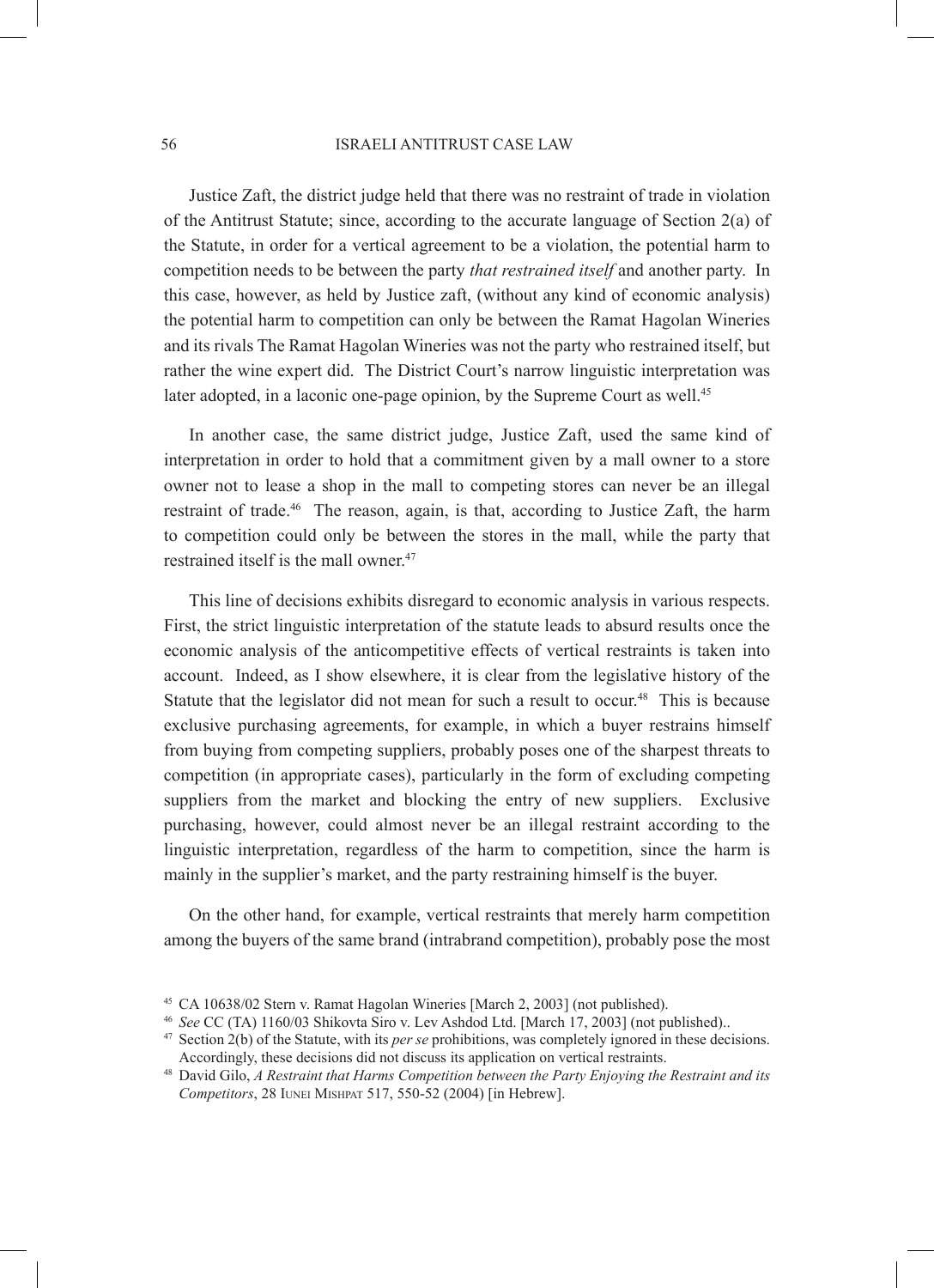Justice Zaft, the district judge held that there was no restraint of trade in violation of the Antitrust Statute; since, according to the accurate language of Section 2(a) of the Statute, in order for a vertical agreement to be a violation, the potential harm to competition needs to be between the party *that restrained itself* and another party. In this case, however, as held by Justice zaft, (without any kind of economic analysis) the potential harm to competition can only be between the Ramat Hagolan Wineries and its rivals The Ramat Hagolan Wineries was not the party who restrained itself, but rather the wine expert did. The District Court's narrow linguistic interpretation was later adopted, in a laconic one-page opinion, by the Supreme Court as well.[45]

In another case, the same district judge, Justice Zaft, used the same kind of interpretation in order to hold that a commitment given by a mall owner to a store owner not to lease a shop in the mall to competing stores can never be an illegal restraint of trade.[46] The reason, again, is that, according to Justice Zaft, the harm to competition could only be between the stores in the mall, while the party that restrained itself is the mall owner.[47]

This line of decisions exhibits disregard to economic analysis in various respects. First, the strict linguistic interpretation of the statute leads to absurd results once the economic analysis of the anticompetitive effects of vertical restraints is taken into account. Indeed, as I show elsewhere, it is clear from the legislative history of the Statute that the legislator did not mean for such a result to occur.[48] This is because exclusive purchasing agreements, for example, in which a buyer restrains himself from buying from competing suppliers, probably poses one of the sharpest threats to competition (in appropriate cases), particularly in the form of excluding competing suppliers from the market and blocking the entry of new suppliers. Exclusive purchasing, however, could almost never be an illegal restraint according to the linguistic interpretation, regardless of the harm to competition, since the harm is mainly in the supplier's market, and the party restraining himself is the buyer.

On the other hand, for example, vertical restraints that merely harm competition among the buyers of the same brand (intrabrand competition), probably pose the most

---

[45] CA 10638/02 Stern v. Ramat Hagolan Wineries [March 2, 2003] (not published).

[46] *See* CC (TA) 1160/03 Shikovta Siro v. Lev Ashdod Ltd. [March 17, 2003] (not published)..

[47] Section 2(b) of the Statute, with its *per se* prohibitions, was completely ignored in these decisions. Accordingly, these decisions did not discuss its application on vertical restraints.

[48] David Gilo, *A Restraint that Harms Competition between the Party Enjoying the Restraint and its Competitors*, 28 Iunei Mishpat 517, 550-52 (2004) [in Hebrew].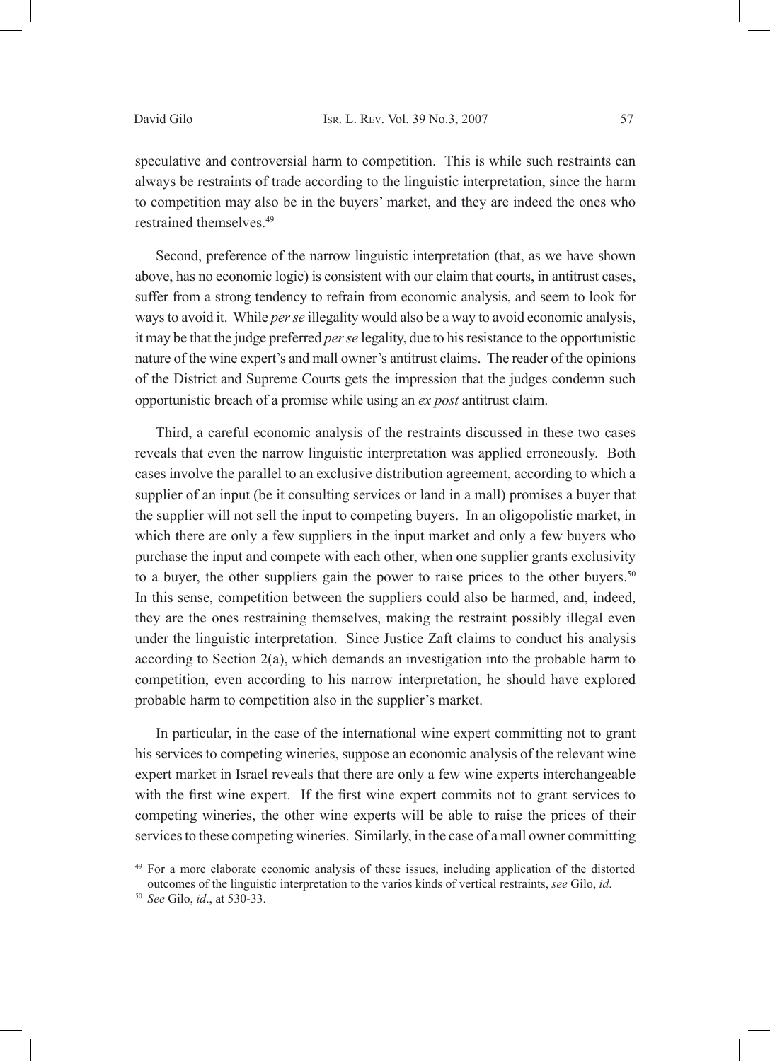speculative and controversial harm to competition. This is while such restraints can always be restraints of trade according to the linguistic interpretation, since the harm to competition may also be in the buyers' market, and they are indeed the ones who restrained themselves.[49]

Second, preference of the narrow linguistic interpretation (that, as we have shown above, has no economic logic) is consistent with our claim that courts, in antitrust cases, suffer from a strong tendency to refrain from economic analysis, and seem to look for ways to avoid it. While *per se* illegality would also be a way to avoid economic analysis, it may be that the judge preferred *per se* legality, due to his resistance to the opportunistic nature of the wine expert's and mall owner's antitrust claims. The reader of the opinions of the District and Supreme Courts gets the impression that the judges condemn such opportunistic breach of a promise while using an *ex post* antitrust claim.

Third, a careful economic analysis of the restraints discussed in these two cases reveals that even the narrow linguistic interpretation was applied erroneously. Both cases involve the parallel to an exclusive distribution agreement, according to which a supplier of an input (be it consulting services or land in a mall) promises a buyer that the supplier will not sell the input to competing buyers. In an oligopolistic market, in which there are only a few suppliers in the input market and only a few buyers who purchase the input and compete with each other, when one supplier grants exclusivity to a buyer, the other suppliers gain the power to raise prices to the other buyers.[50] In this sense, competition between the suppliers could also be harmed, and, indeed, they are the ones restraining themselves, making the restraint possibly illegal even under the linguistic interpretation. Since Justice Zaft claims to conduct his analysis according to Section 2(a), which demands an investigation into the probable harm to competition, even according to his narrow interpretation, he should have explored probable harm to competition also in the supplier's market.

In particular, in the case of the international wine expert committing not to grant his services to competing wineries, suppose an economic analysis of the relevant wine expert market in Israel reveals that there are only a few wine experts interchangeable with the first wine expert. If the first wine expert commits not to grant services to competing wineries, the other wine experts will be able to raise the prices of their services to these competing wineries. Similarly, in the case of a mall owner committing

[49] For a more elaborate economic analysis of these issues, including application of the distorted outcomes of the linguistic interpretation to the varios kinds of vertical restraints, *see* Gilo, *id*.

[50] *See* Gilo, *id*., at 530-33.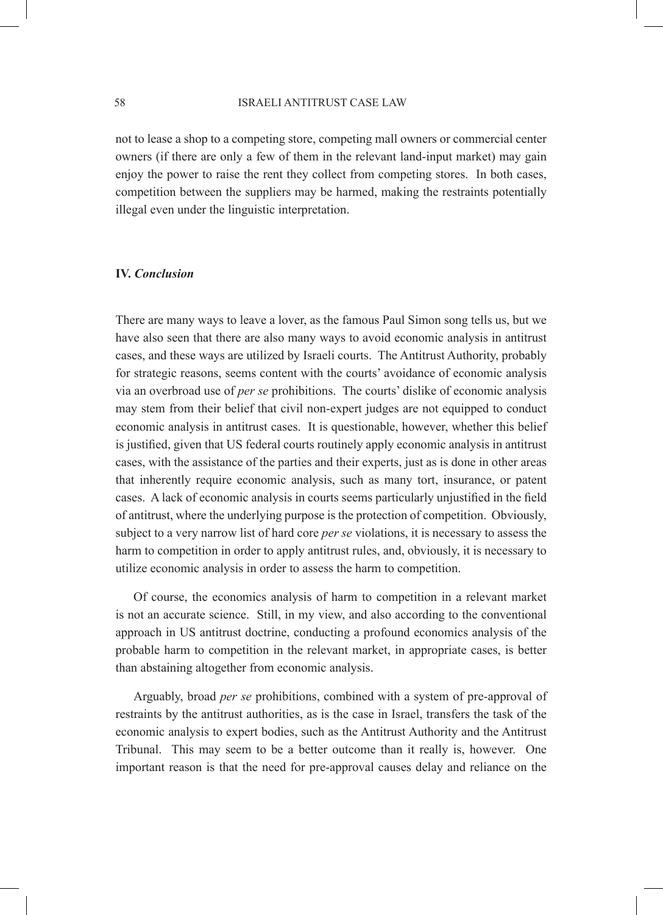not to lease a shop to a competing store, competing mall owners or commercial center owners (if there are only a few of them in the relevant land-input market) may gain enjoy the power to raise the rent they collect from competing stores. In both cases, competition between the suppliers may be harmed, making the restraints potentially illegal even under the linguistic interpretation.

## IV. *Conclusion*

There are many ways to leave a lover, as the famous Paul Simon song tells us, but we have also seen that there are also many ways to avoid economic analysis in antitrust cases, and these ways are utilized by Israeli courts. The Antitrust Authority, probably for strategic reasons, seems content with the courts' avoidance of economic analysis via an overbroad use of *per se* prohibitions. The courts' dislike of economic analysis may stem from their belief that civil non-expert judges are not equipped to conduct economic analysis in antitrust cases. It is questionable, however, whether this belief is justified, given that US federal courts routinely apply economic analysis in antitrust cases, with the assistance of the parties and their experts, just as is done in other areas that inherently require economic analysis, such as many tort, insurance, or patent cases. A lack of economic analysis in courts seems particularly unjustified in the field of antitrust, where the underlying purpose is the protection of competition. Obviously, subject to a very narrow list of hard core *per se* violations, it is necessary to assess the harm to competition in order to apply antitrust rules, and, obviously, it is necessary to utilize economic analysis in order to assess the harm to competition.

Of course, the economics analysis of harm to competition in a relevant market is not an accurate science. Still, in my view, and also according to the conventional approach in US antitrust doctrine, conducting a profound economics analysis of the probable harm to competition in the relevant market, in appropriate cases, is better than abstaining altogether from economic analysis.

Arguably, broad *per se* prohibitions, combined with a system of pre-approval of restraints by the antitrust authorities, as is the case in Israel, transfers the task of the economic analysis to expert bodies, such as the Antitrust Authority and the Antitrust Tribunal. This may seem to be a better outcome than it really is, however. One important reason is that the need for pre-approval causes delay and reliance on the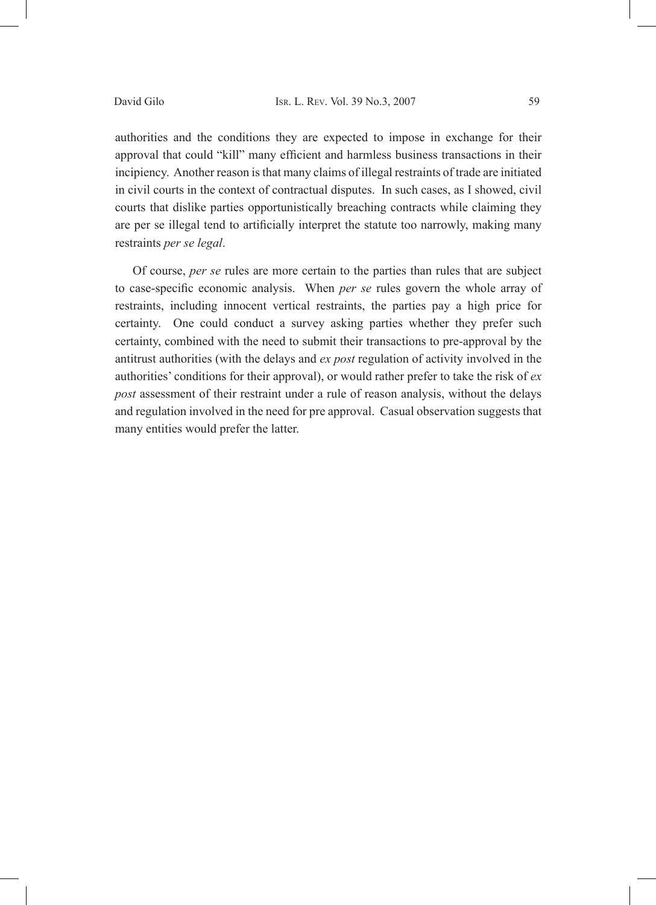authorities and the conditions they are expected to impose in exchange for their approval that could "kill" many efficient and harmless business transactions in their incipiency. Another reason is that many claims of illegal restraints of trade are initiated in civil courts in the context of contractual disputes. In such cases, as I showed, civil courts that dislike parties opportunistically breaching contracts while claiming they are per se illegal tend to artificially interpret the statute too narrowly, making many restraints *per se legal*.

Of course, *per se* rules are more certain to the parties than rules that are subject to case-specific economic analysis. When *per se* rules govern the whole array of restraints, including innocent vertical restraints, the parties pay a high price for certainty. One could conduct a survey asking parties whether they prefer such certainty, combined with the need to submit their transactions to pre-approval by the antitrust authorities (with the delays and *ex post* regulation of activity involved in the authorities' conditions for their approval), or would rather prefer to take the risk of *ex post* assessment of their restraint under a rule of reason analysis, without the delays and regulation involved in the need for pre approval. Casual observation suggests that many entities would prefer the latter.